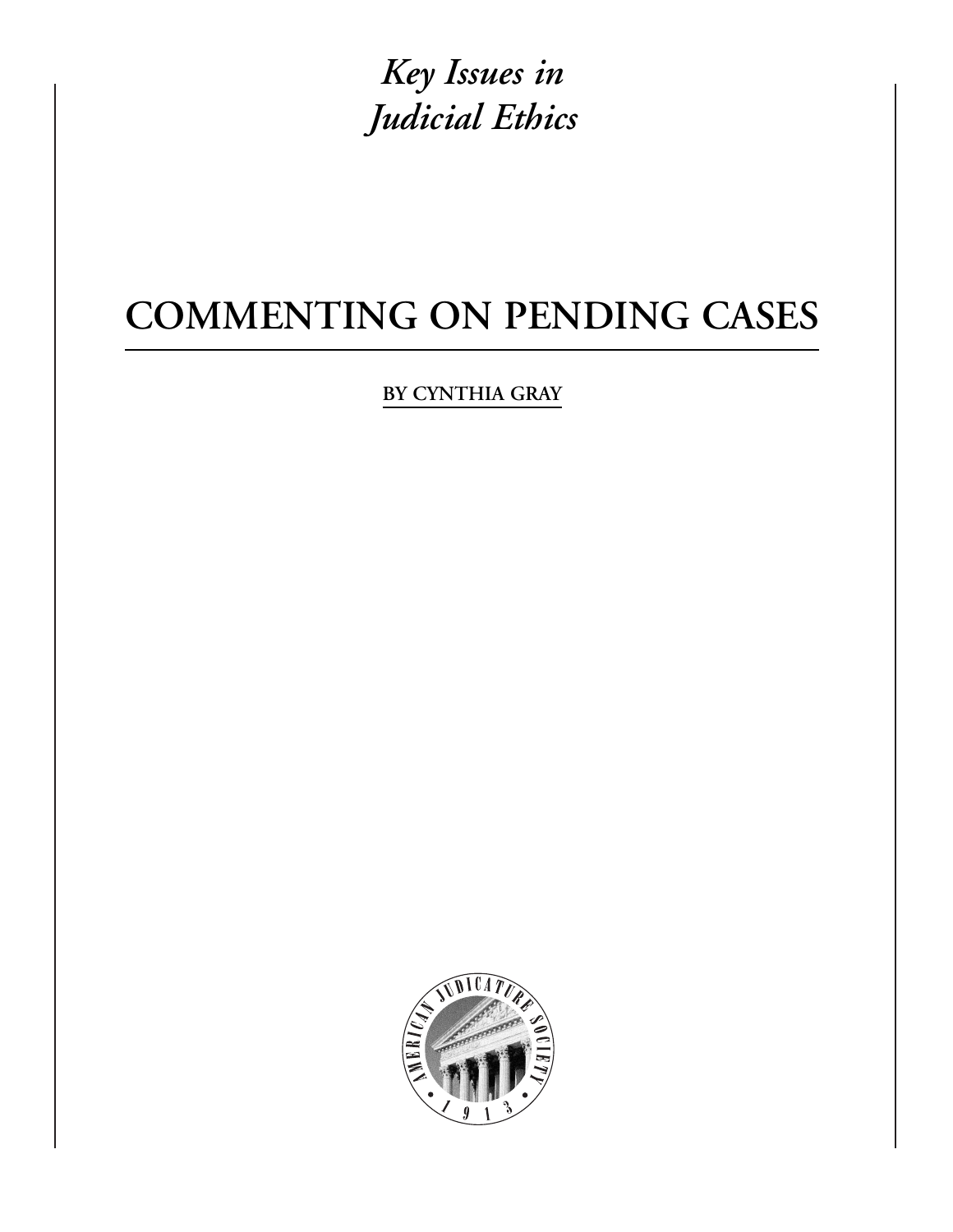*Key Issues in Judicial Ethics*

# COMMENTING ON PENDING CASES

BY CYNTHIA GRAY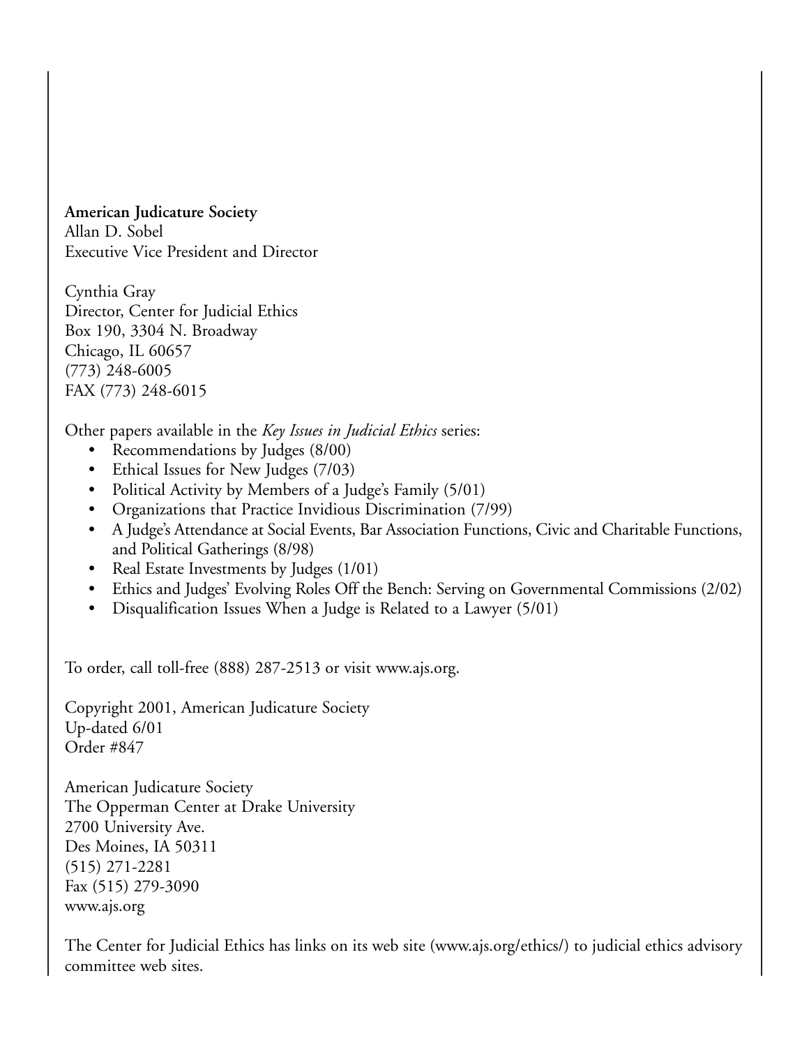**American Judicature Society**
Allan D. Sobel
Executive Vice President and Director

Cynthia Gray
Director, Center for Judicial Ethics
Box 190, 3304 N. Broadway
Chicago, IL 60657
(773) 248-6005
FAX (773) 248-6015

Other papers available in the *Key Issues in Judicial Ethics* series:

- Recommendations by Judges (8/00)
- Ethical Issues for New Judges (7/03)
- Political Activity by Members of a Judge's Family (5/01)
- Organizations that Practice Invidious Discrimination (7/99)
- A Judge's Attendance at Social Events, Bar Association Functions, Civic and Charitable Functions, and Political Gatherings (8/98)
- Real Estate Investments by Judges (1/01)
- Ethics and Judges' Evolving Roles Off the Bench: Serving on Governmental Commissions (2/02)
- Disqualification Issues When a Judge is Related to a Lawyer (5/01)

To order, call toll-free (888) 287-2513 or visit www.ajs.org.

Copyright 2001, American Judicature Society
Up-dated 6/01
Order #847

American Judicature Society
The Opperman Center at Drake University
2700 University Ave.
Des Moines, IA 50311
(515) 271-2281
Fax (515) 279-3090
www.ajs.org

The Center for Judicial Ethics has links on its web site (www.ajs.org/ethics/) to judicial ethics advisory committee web sites.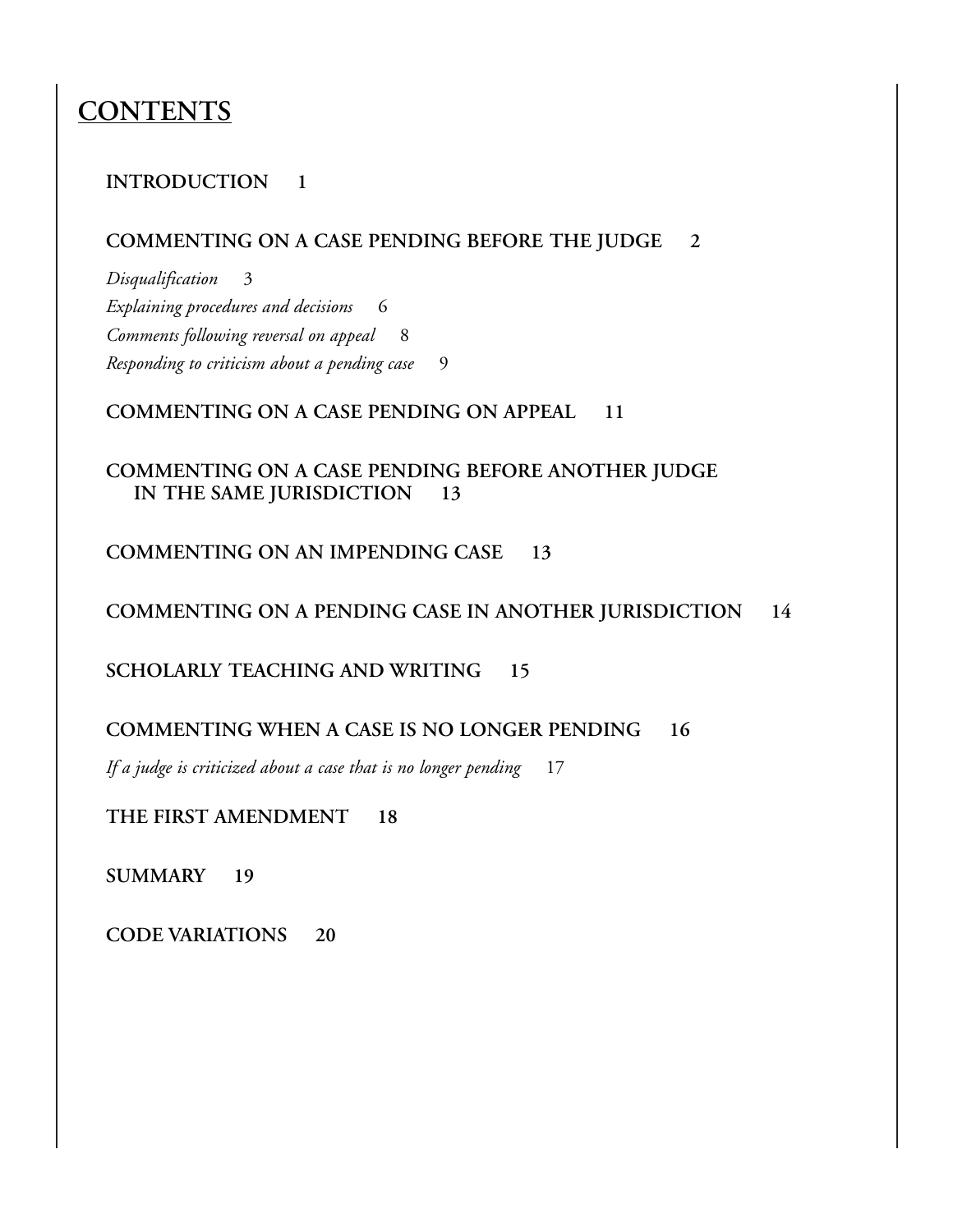# CONTENTS

**INTRODUCTION 1**

**COMMENTING ON A CASE PENDING BEFORE THE JUDGE 2**

*Disqualification* 3

*Explaining procedures and decisions* 6

*Comments following reversal on appeal* 8

*Responding to criticism about a pending case* 9

**COMMENTING ON A CASE PENDING ON APPEAL 11**

**COMMENTING ON A CASE PENDING BEFORE ANOTHER JUDGE IN THE SAME JURISDICTION 13**

**COMMENTING ON AN IMPENDING CASE 13**

**COMMENTING ON A PENDING CASE IN ANOTHER JURISDICTION 14**

**SCHOLARLY TEACHING AND WRITING 15**

**COMMENTING WHEN A CASE IS NO LONGER PENDING 16**

*If a judge is criticized about a case that is no longer pending* 17

**THE FIRST AMENDMENT 18**

**SUMMARY 19**

**CODE VARIATIONS 20**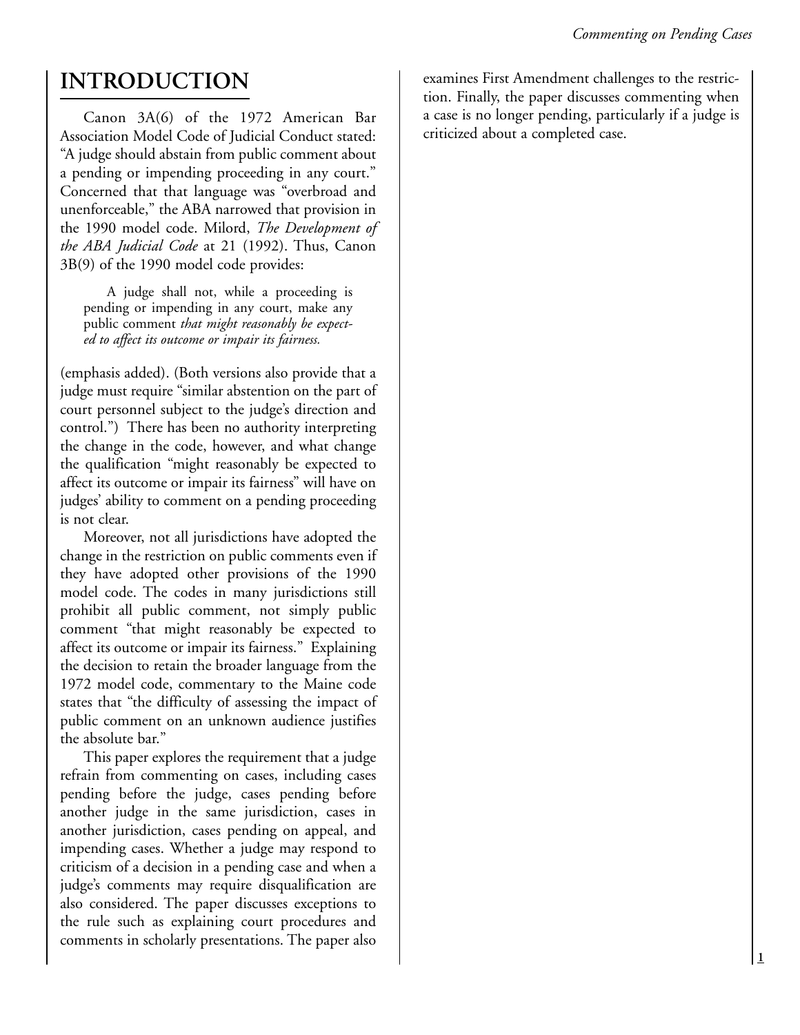# INTRODUCTION

Canon 3A(6) of the 1972 American Bar Association Model Code of Judicial Conduct stated: "A judge should abstain from public comment about a pending or impending proceeding in any court." Concerned that that language was "overbroad and unenforceable," the ABA narrowed that provision in the 1990 model code. Milord, *The Development of the ABA Judicial Code* at 21 (1992). Thus, Canon 3B(9) of the 1990 model code provides:

> A judge shall not, while a proceeding is pending or impending in any court, make any public comment *that might reasonably be expected to affect its outcome or impair its fairness.*

(emphasis added). (Both versions also provide that a judge must require "similar abstention on the part of court personnel subject to the judge's direction and control.") There has been no authority interpreting the change in the code, however, and what change the qualification "might reasonably be expected to affect its outcome or impair its fairness" will have on judges' ability to comment on a pending proceeding is not clear.

Moreover, not all jurisdictions have adopted the change in the restriction on public comments even if they have adopted other provisions of the 1990 model code. The codes in many jurisdictions still prohibit all public comment, not simply public comment "that might reasonably be expected to affect its outcome or impair its fairness." Explaining the decision to retain the broader language from the 1972 model code, commentary to the Maine code states that "the difficulty of assessing the impact of public comment on an unknown audience justifies the absolute bar."

This paper explores the requirement that a judge refrain from commenting on cases, including cases pending before the judge, cases pending before another judge in the same jurisdiction, cases in another jurisdiction, cases pending on appeal, and impending cases. Whether a judge may respond to criticism of a decision in a pending case and when a judge's comments may require disqualification are also considered. The paper discusses exceptions to the rule such as explaining court procedures and comments in scholarly presentations. The paper also examines First Amendment challenges to the restriction. Finally, the paper discusses commenting when a case is no longer pending, particularly if a judge is criticized about a completed case.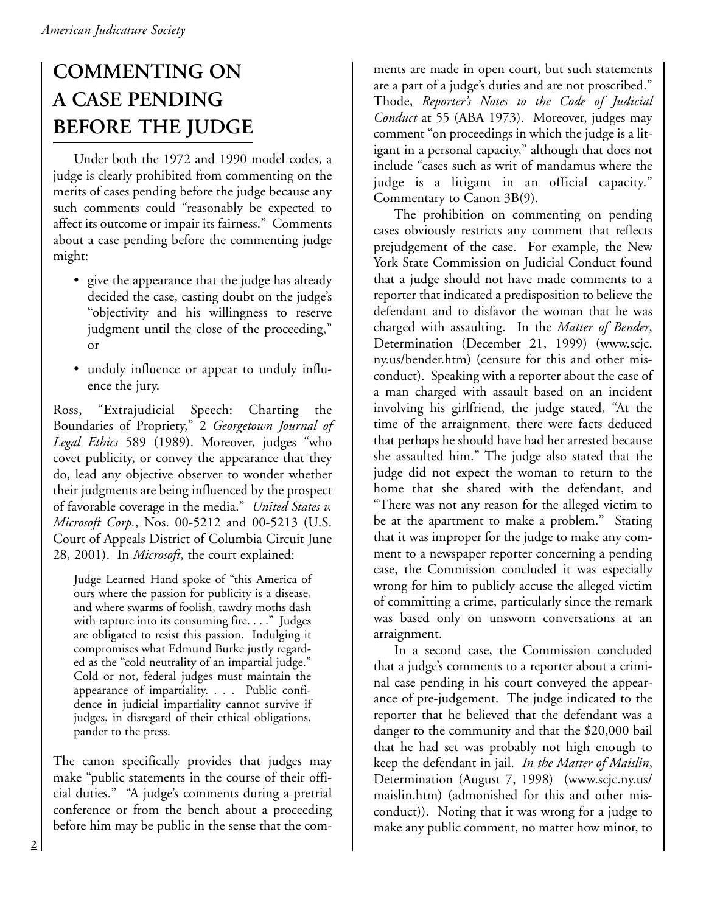# COMMENTING ON A CASE PENDING BEFORE THE JUDGE

Under both the 1972 and 1990 model codes, a judge is clearly prohibited from commenting on the merits of cases pending before the judge because any such comments could "reasonably be expected to affect its outcome or impair its fairness." Comments about a case pending before the commenting judge might:

- give the appearance that the judge has already decided the case, casting doubt on the judge's "objectivity and his willingness to reserve judgment until the close of the proceeding," or
- unduly influence or appear to unduly influence the jury.

Ross, "Extrajudicial Speech: Charting the Boundaries of Propriety," 2 *Georgetown Journal of Legal Ethics* 589 (1989). Moreover, judges "who covet publicity, or convey the appearance that they do, lead any objective observer to wonder whether their judgments are being influenced by the prospect of favorable coverage in the media." *United States v. Microsoft Corp.*, Nos. 00-5212 and 00-5213 (U.S. Court of Appeals District of Columbia Circuit June 28, 2001). In *Microsoft*, the court explained:

> Judge Learned Hand spoke of "this America of ours where the passion for publicity is a disease, and where swarms of foolish, tawdry moths dash with rapture into its consuming fire. . . ." Judges are obligated to resist this passion. Indulging it compromises what Edmund Burke justly regarded as the "cold neutrality of an impartial judge." Cold or not, federal judges must maintain the appearance of impartiality. . . . Public confidence in judicial impartiality cannot survive if judges, in disregard of their ethical obligations, pander to the press.

The canon specifically provides that judges may make "public statements in the course of their official duties." "A judge's comments during a pretrial conference or from the bench about a proceeding before him may be public in the sense that the comments are made in open court, but such statements are a part of a judge's duties and are not proscribed." Thode, *Reporter's Notes to the Code of Judicial Conduct* at 55 (ABA 1973). Moreover, judges may comment "on proceedings in which the judge is a litigant in a personal capacity," although that does not include "cases such as writ of mandamus where the judge is a litigant in an official capacity." Commentary to Canon 3B(9).

The prohibition on commenting on pending cases obviously restricts any comment that reflects prejudgement of the case. For example, the New York State Commission on Judicial Conduct found that a judge should not have made comments to a reporter that indicated a predisposition to believe the defendant and to disfavor the woman that he was charged with assaulting. In the *Matter of Bender*, Determination (December 21, 1999) (www.scjc.ny.us/bender.htm) (censure for this and other misconduct). Speaking with a reporter about the case of a man charged with assault based on an incident involving his girlfriend, the judge stated, "At the time of the arraignment, there were facts deduced that perhaps he should have had her arrested because she assaulted him." The judge also stated that the judge did not expect the woman to return to the home that she shared with the defendant, and "There was not any reason for the alleged victim to be at the apartment to make a problem." Stating that it was improper for the judge to make any comment to a newspaper reporter concerning a pending case, the Commission concluded it was especially wrong for him to publicly accuse the alleged victim of committing a crime, particularly since the remark was based only on unsworn conversations at an arraignment.

In a second case, the Commission concluded that a judge's comments to a reporter about a criminal case pending in his court conveyed the appearance of pre-judgement. The judge indicated to the reporter that he believed that the defendant was a danger to the community and that the $20,000 bail that he had set was probably not high enough to keep the defendant in jail. *In the Matter of Maislin*, Determination (August 7, 1998) (www.scjc.ny.us/maislin.htm) (admonished for this and other misconduct)). Noting that it was wrong for a judge to make any public comment, no matter how minor, to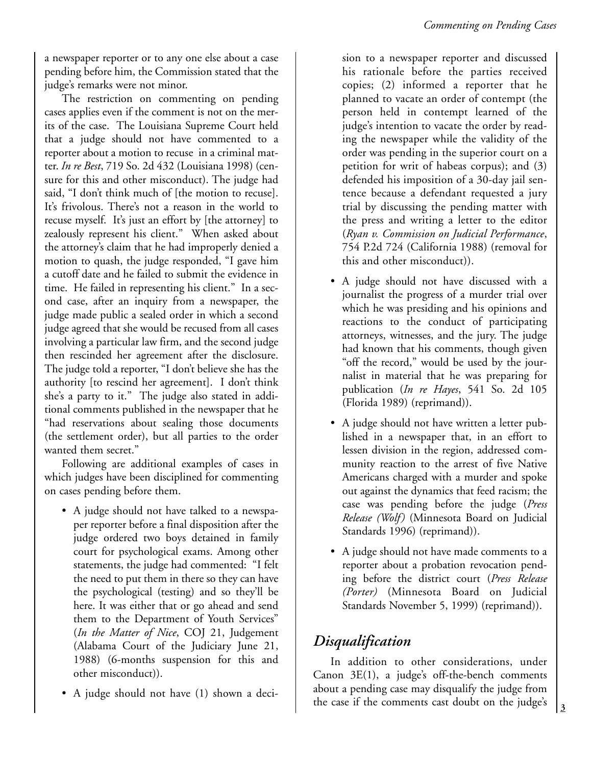a newspaper reporter or to any one else about a case pending before him, the Commission stated that the judge's remarks were not minor.

The restriction on commenting on pending cases applies even if the comment is not on the merits of the case. The Louisiana Supreme Court held that a judge should not have commented to a reporter about a motion to recuse in a criminal matter. *In re Best*, 719 So. 2d 432 (Louisiana 1998) (censure for this and other misconduct). The judge had said, "I don't think much of [the motion to recuse]. It's frivolous. There's not a reason in the world to recuse myself. It's just an effort by [the attorney] to zealously represent his client." When asked about the attorney's claim that he had improperly denied a motion to quash, the judge responded, "I gave him a cutoff date and he failed to submit the evidence in time. He failed in representing his client." In a second case, after an inquiry from a newspaper, the judge made public a sealed order in which a second judge agreed that she would be recused from all cases involving a particular law firm, and the second judge then rescinded her agreement after the disclosure. The judge told a reporter, "I don't believe she has the authority [to rescind her agreement]. I don't think she's a party to it." The judge also stated in additional comments published in the newspaper that he "had reservations about sealing those documents (the settlement order), but all parties to the order wanted them secret."

Following are additional examples of cases in which judges have been disciplined for commenting on cases pending before them.

- A judge should not have talked to a newspaper reporter before a final disposition after the judge ordered two boys detained in family court for psychological exams. Among other statements, the judge had commented: "I felt the need to put them in there so they can have the psychological (testing) and so they'll be here. It was either that or go ahead and send them to the Department of Youth Services" (*In the Matter of Nice*, COJ 21, Judgement (Alabama Court of the Judiciary June 21, 1988) (6-months suspension for this and other misconduct)).
- A judge should not have (1) shown a decision to a newspaper reporter and discussed his rationale before the parties received copies; (2) informed a reporter that he planned to vacate an order of contempt (the person held in contempt learned of the judge's intention to vacate the order by reading the newspaper while the validity of the order was pending in the superior court on a petition for writ of habeas corpus); and (3) defended his imposition of a 30-day jail sentence because a defendant requested a jury trial by discussing the pending matter with the press and writing a letter to the editor (*Ryan v. Commission on Judicial Performance*, 754 P.2d 724 (California 1988) (removal for this and other misconduct)).
- A judge should not have discussed with a journalist the progress of a murder trial over which he was presiding and his opinions and reactions to the conduct of participating attorneys, witnesses, and the jury. The judge had known that his comments, though given "off the record," would be used by the journalist in material that he was preparing for publication (*In re Hayes*, 541 So. 2d 105 (Florida 1989) (reprimand)).
- A judge should not have written a letter published in a newspaper that, in an effort to lessen division in the region, addressed community reaction to the arrest of five Native Americans charged with a murder and spoke out against the dynamics that feed racism; the case was pending before the judge (*Press Release (Wolf)* (Minnesota Board on Judicial Standards 1996) (reprimand)).
- A judge should not have made comments to a reporter about a probation revocation pending before the district court (*Press Release (Porter)* (Minnesota Board on Judicial Standards November 5, 1999) (reprimand)).

## *Disqualification*

In addition to other considerations, under Canon 3E(1), a judge's off-the-bench comments about a pending case may disqualify the judge from the case if the comments cast doubt on the judge's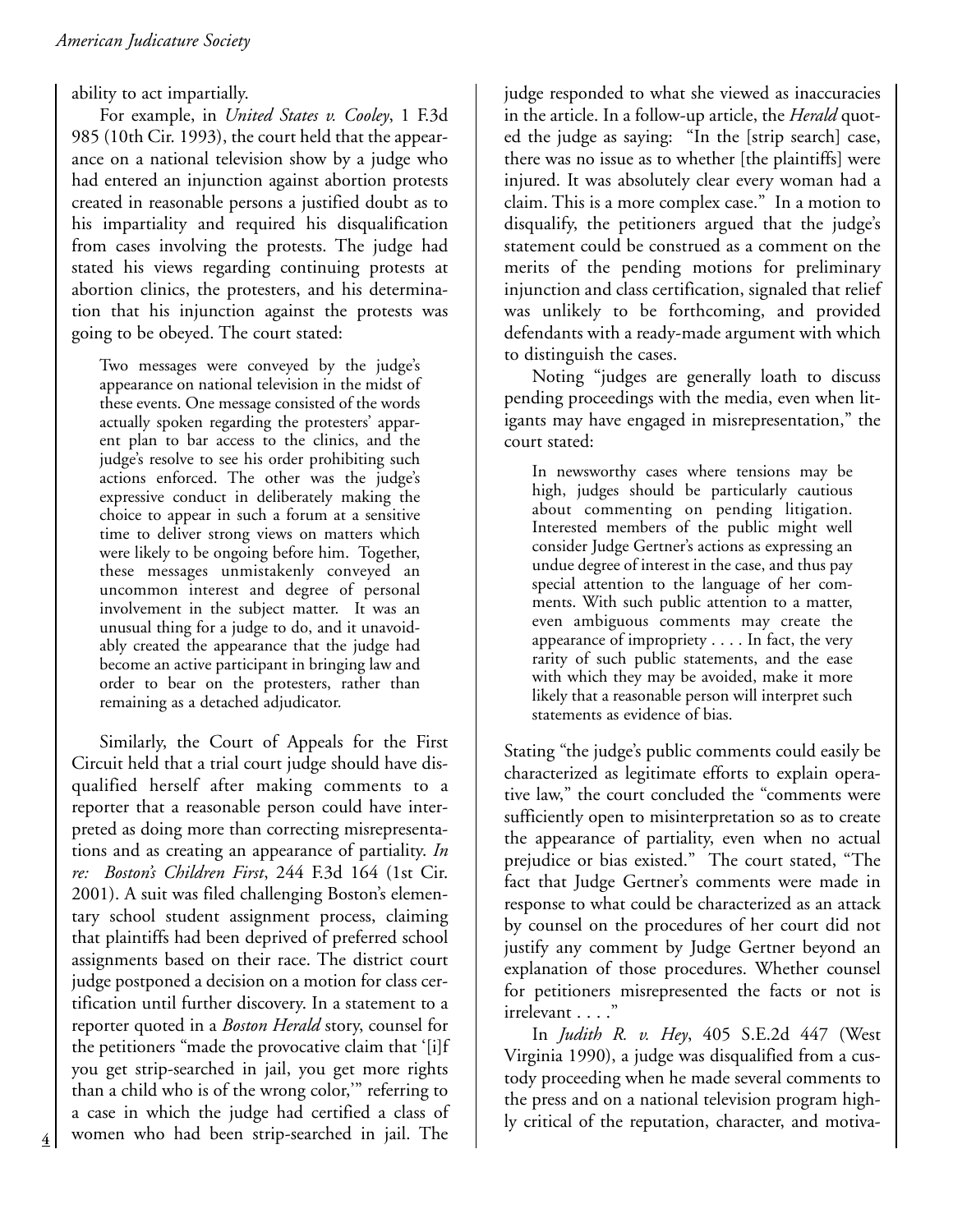ability to act impartially.

For example, in *United States v. Cooley*, 1 F.3d 985 (10th Cir. 1993), the court held that the appearance on a national television show by a judge who had entered an injunction against abortion protests created in reasonable persons a justified doubt as to his impartiality and required his disqualification from cases involving the protests. The judge had stated his views regarding continuing protests at abortion clinics, the protesters, and his determination that his injunction against the protests was going to be obeyed. The court stated:

> Two messages were conveyed by the judge's appearance on national television in the midst of these events. One message consisted of the words actually spoken regarding the protesters' apparent plan to bar access to the clinics, and the judge's resolve to see his order prohibiting such actions enforced. The other was the judge's expressive conduct in deliberately making the choice to appear in such a forum at a sensitive time to deliver strong views on matters which were likely to be ongoing before him. Together, these messages unmistakenly conveyed an uncommon interest and degree of personal involvement in the subject matter. It was an unusual thing for a judge to do, and it unavoidably created the appearance that the judge had become an active participant in bringing law and order to bear on the protesters, rather than remaining as a detached adjudicator.

Similarly, the Court of Appeals for the First Circuit held that a trial court judge should have disqualified herself after making comments to a reporter that a reasonable person could have interpreted as doing more than correcting misrepresentations and as creating an appearance of partiality. *In re: Boston's Children First*, 244 F.3d 164 (1st Cir. 2001). A suit was filed challenging Boston's elementary school student assignment process, claiming that plaintiffs had been deprived of preferred school assignments based on their race. The district court judge postponed a decision on a motion for class certification until further discovery. In a statement to a reporter quoted in a *Boston Herald* story, counsel for the petitioners "made the provocative claim that '[i]f you get strip-searched in jail, you get more rights than a child who is of the wrong color,'" referring to a case in which the judge had certified a class of women who had been strip-searched in jail. The judge responded to what she viewed as inaccuracies in the article. In a follow-up article, the *Herald* quoted the judge as saying: "In the [strip search] case, there was no issue as to whether [the plaintiffs] were injured. It was absolutely clear every woman had a claim. This is a more complex case." In a motion to disqualify, the petitioners argued that the judge's statement could be construed as a comment on the merits of the pending motions for preliminary injunction and class certification, signaled that relief was unlikely to be forthcoming, and provided defendants with a ready-made argument with which to distinguish the cases.

Noting "judges are generally loath to discuss pending proceedings with the media, even when litigants may have engaged in misrepresentation," the court stated:

> In newsworthy cases where tensions may be high, judges should be particularly cautious about commenting on pending litigation. Interested members of the public might well consider Judge Gertner's actions as expressing an undue degree of interest in the case, and thus pay special attention to the language of her comments. With such public attention to a matter, even ambiguous comments may create the appearance of impropriety . . . . In fact, the very rarity of such public statements, and the ease with which they may be avoided, make it more likely that a reasonable person will interpret such statements as evidence of bias.

Stating "the judge's public comments could easily be characterized as legitimate efforts to explain operative law," the court concluded the "comments were sufficiently open to misinterpretation so as to create the appearance of partiality, even when no actual prejudice or bias existed." The court stated, "The fact that Judge Gertner's comments were made in response to what could be characterized as an attack by counsel on the procedures of her court did not justify any comment by Judge Gertner beyond an explanation of those procedures. Whether counsel for petitioners misrepresented the facts or not is irrelevant . . . ."

In *Judith R. v. Hey*, 405 S.E.2d 447 (West Virginia 1990), a judge was disqualified from a custody proceeding when he made several comments to the press and on a national television program highly critical of the reputation, character, and motiva-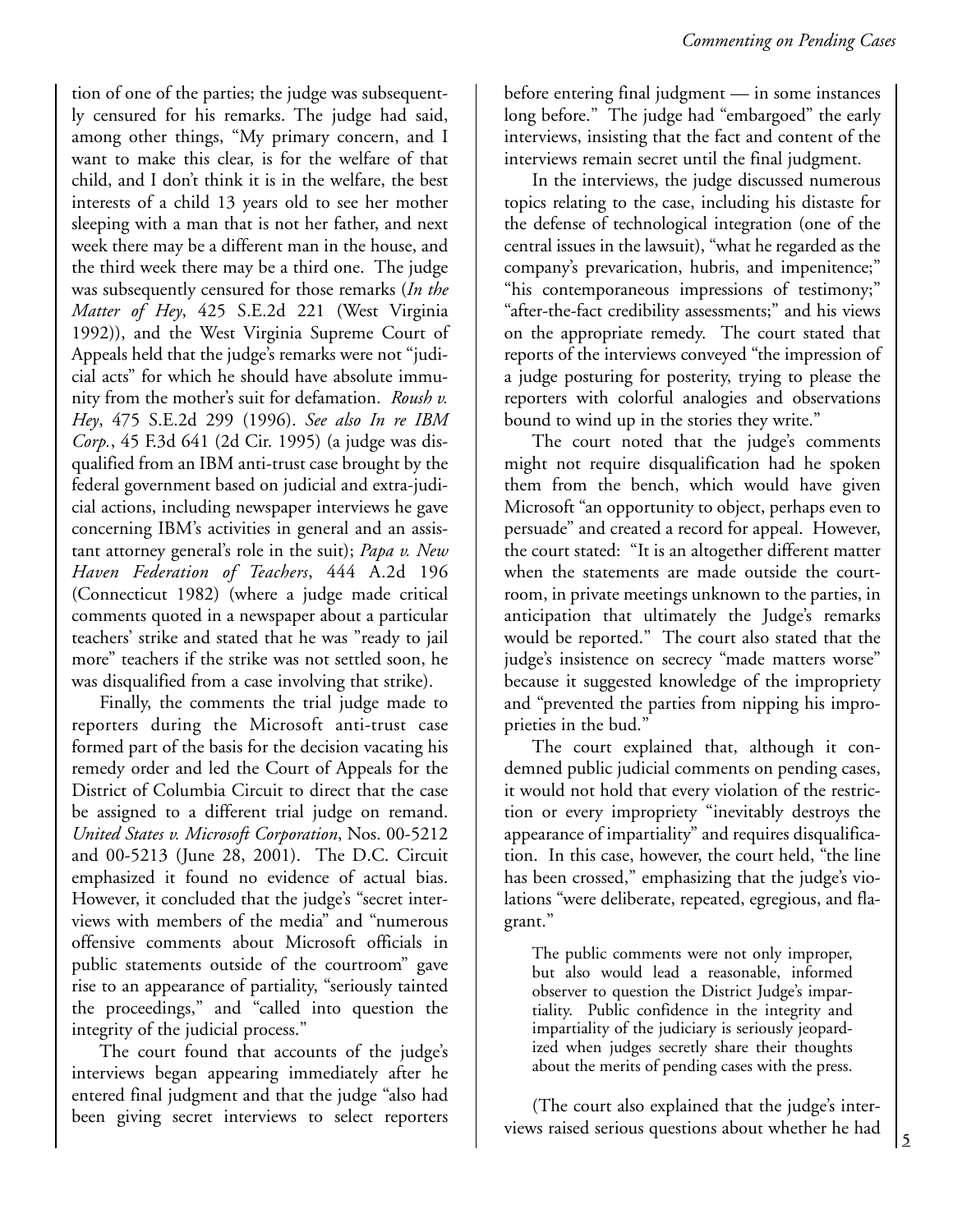tion of one of the parties; the judge was subsequently censured for his remarks. The judge had said, among other things, "My primary concern, and I want to make this clear, is for the welfare of that child, and I don't think it is in the welfare, the best interests of a child 13 years old to see her mother sleeping with a man that is not her father, and next week there may be a different man in the house, and the third week there may be a third one. The judge was subsequently censured for those remarks (*In the Matter of Hey*, 425 S.E.2d 221 (West Virginia 1992)), and the West Virginia Supreme Court of Appeals held that the judge's remarks were not "judicial acts" for which he should have absolute immunity from the mother's suit for defamation. *Roush v. Hey*, 475 S.E.2d 299 (1996). *See also In re IBM Corp.*, 45 F.3d 641 (2d Cir. 1995) (a judge was disqualified from an IBM anti-trust case brought by the federal government based on judicial and extra-judicial actions, including newspaper interviews he gave concerning IBM's activities in general and an assistant attorney general's role in the suit); *Papa v. New Haven Federation of Teachers*, 444 A.2d 196 (Connecticut 1982) (where a judge made critical comments quoted in a newspaper about a particular teachers' strike and stated that he was "ready to jail more" teachers if the strike was not settled soon, he was disqualified from a case involving that strike).

Finally, the comments the trial judge made to reporters during the Microsoft anti-trust case formed part of the basis for the decision vacating his remedy order and led the Court of Appeals for the District of Columbia Circuit to direct that the case be assigned to a different trial judge on remand. *United States v. Microsoft Corporation*, Nos. 00-5212 and 00-5213 (June 28, 2001). The D.C. Circuit emphasized it found no evidence of actual bias. However, it concluded that the judge's "secret interviews with members of the media" and "numerous offensive comments about Microsoft officials in public statements outside of the courtroom" gave rise to an appearance of partiality, "seriously tainted the proceedings," and "called into question the integrity of the judicial process."

The court found that accounts of the judge's interviews began appearing immediately after he entered final judgment and that the judge "also had been giving secret interviews to select reporters before entering final judgment — in some instances long before." The judge had "embargoed" the early interviews, insisting that the fact and content of the interviews remain secret until the final judgment.

In the interviews, the judge discussed numerous topics relating to the case, including his distaste for the defense of technological integration (one of the central issues in the lawsuit), "what he regarded as the company's prevarication, hubris, and impenitence;" "his contemporaneous impressions of testimony;" "after-the-fact credibility assessments;" and his views on the appropriate remedy. The court stated that reports of the interviews conveyed "the impression of a judge posturing for posterity, trying to please the reporters with colorful analogies and observations bound to wind up in the stories they write."

The court noted that the judge's comments might not require disqualification had he spoken them from the bench, which would have given Microsoft "an opportunity to object, perhaps even to persuade" and created a record for appeal. However, the court stated: "It is an altogether different matter when the statements are made outside the courtroom, in private meetings unknown to the parties, in anticipation that ultimately the Judge's remarks would be reported." The court also stated that the judge's insistence on secrecy "made matters worse" because it suggested knowledge of the impropriety and "prevented the parties from nipping his improprieties in the bud."

The court explained that, although it condemned public judicial comments on pending cases, it would not hold that every violation of the restriction or every impropriety "inevitably destroys the appearance of impartiality" and requires disqualification. In this case, however, the court held, "the line has been crossed," emphasizing that the judge's violations "were deliberate, repeated, egregious, and flagrant."

> The public comments were not only improper, but also would lead a reasonable, informed observer to question the District Judge's impartiality. Public confidence in the integrity and impartiality of the judiciary is seriously jeopardized when judges secretly share their thoughts about the merits of pending cases with the press.

(The court also explained that the judge's interviews raised serious questions about whether he had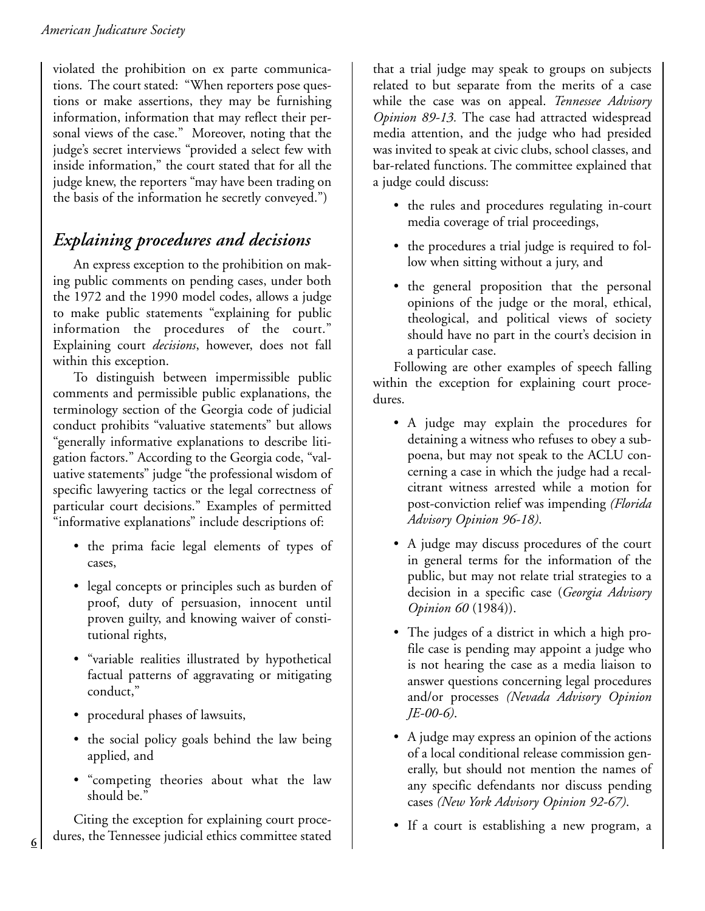violated the prohibition on ex parte communications. The court stated: "When reporters pose questions or make assertions, they may be furnishing information, information that may reflect their personal views of the case." Moreover, noting that the judge's secret interviews "provided a select few with inside information," the court stated that for all the judge knew, the reporters "may have been trading on the basis of the information he secretly conveyed.")

## *Explaining procedures and decisions*

An express exception to the prohibition on making public comments on pending cases, under both the 1972 and the 1990 model codes, allows a judge to make public statements "explaining for public information the procedures of the court." Explaining court *decisions*, however, does not fall within this exception.

To distinguish between impermissible public comments and permissible public explanations, the terminology section of the Georgia code of judicial conduct prohibits "valuative statements" but allows "generally informative explanations to describe litigation factors." According to the Georgia code, "valuative statements" judge "the professional wisdom of specific lawyering tactics or the legal correctness of particular court decisions." Examples of permitted "informative explanations" include descriptions of:

- the prima facie legal elements of types of cases,
- legal concepts or principles such as burden of proof, duty of persuasion, innocent until proven guilty, and knowing waiver of constitutional rights,
- "variable realities illustrated by hypothetical factual patterns of aggravating or mitigating conduct,"
- procedural phases of lawsuits,
- the social policy goals behind the law being applied, and
- "competing theories about what the law should be."

Citing the exception for explaining court procedures, the Tennessee judicial ethics committee stated that a trial judge may speak to groups on subjects related to but separate from the merits of a case while the case was on appeal. *Tennessee Advisory Opinion 89-13.* The case had attracted widespread media attention, and the judge who had presided was invited to speak at civic clubs, school classes, and bar-related functions. The committee explained that a judge could discuss:

- the rules and procedures regulating in-court media coverage of trial proceedings,
- the procedures a trial judge is required to follow when sitting without a jury, and
- the general proposition that the personal opinions of the judge or the moral, ethical, theological, and political views of society should have no part in the court's decision in a particular case.

Following are other examples of speech falling within the exception for explaining court procedures.

- A judge may explain the procedures for detaining a witness who refuses to obey a subpoena, but may not speak to the ACLU concerning a case in which the judge had a recalcitrant witness arrested while a motion for post-conviction relief was impending *(Florida Advisory Opinion 96-18)*.
- A judge may discuss procedures of the court in general terms for the information of the public, but may not relate trial strategies to a decision in a specific case (*Georgia Advisory Opinion 60* (1984)).
- The judges of a district in which a high profile case is pending may appoint a judge who is not hearing the case as a media liaison to answer questions concerning legal procedures and/or processes *(Nevada Advisory Opinion JE-00-6)*.
- A judge may express an opinion of the actions of a local conditional release commission generally, but should not mention the names of any specific defendants nor discuss pending cases *(New York Advisory Opinion 92-67)*.
- If a court is establishing a new program, a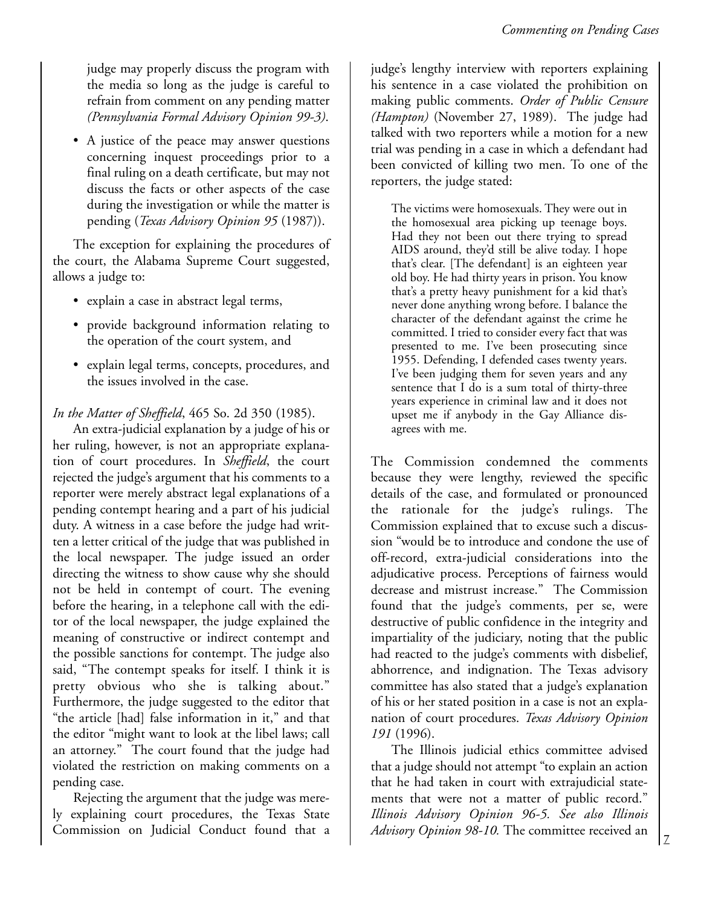judge may properly discuss the program with the media so long as the judge is careful to refrain from comment on any pending matter *(Pennsylvania Formal Advisory Opinion 99-3)*.

- A justice of the peace may answer questions concerning inquest proceedings prior to a final ruling on a death certificate, but may not discuss the facts or other aspects of the case during the investigation or while the matter is pending (*Texas Advisory Opinion 95* (1987)).

The exception for explaining the procedures of the court, the Alabama Supreme Court suggested, allows a judge to:

- explain a case in abstract legal terms,
- provide background information relating to the operation of the court system, and
- explain legal terms, concepts, procedures, and the issues involved in the case.

*In the Matter of Sheffield*, 465 So. 2d 350 (1985).

An extra-judicial explanation by a judge of his or her ruling, however, is not an appropriate explanation of court procedures. In *Sheffield*, the court rejected the judge's argument that his comments to a reporter were merely abstract legal explanations of a pending contempt hearing and a part of his judicial duty. A witness in a case before the judge had written a letter critical of the judge that was published in the local newspaper. The judge issued an order directing the witness to show cause why she should not be held in contempt of court. The evening before the hearing, in a telephone call with the editor of the local newspaper, the judge explained the meaning of constructive or indirect contempt and the possible sanctions for contempt. The judge also said, "The contempt speaks for itself. I think it is pretty obvious who she is talking about." Furthermore, the judge suggested to the editor that "the article [had] false information in it," and that the editor "might want to look at the libel laws; call an attorney." The court found that the judge had violated the restriction on making comments on a pending case.

Rejecting the argument that the judge was merely explaining court procedures, the Texas State Commission on Judicial Conduct found that a judge's lengthy interview with reporters explaining his sentence in a case violated the prohibition on making public comments. *Order of Public Censure (Hampton)* (November 27, 1989). The judge had talked with two reporters while a motion for a new trial was pending in a case in which a defendant had been convicted of killing two men. To one of the reporters, the judge stated:

> The victims were homosexuals. They were out in the homosexual area picking up teenage boys. Had they not been out there trying to spread AIDS around, they'd still be alive today. I hope that's clear. [The defendant] is an eighteen year old boy. He had thirty years in prison. You know that's a pretty heavy punishment for a kid that's never done anything wrong before. I balance the character of the defendant against the crime he committed. I tried to consider every fact that was presented to me. I've been prosecuting since 1955. Defending, I defended cases twenty years. I've been judging them for seven years and any sentence that I do is a sum total of thirty-three years experience in criminal law and it does not upset me if anybody in the Gay Alliance disagrees with me.

The Commission condemned the comments because they were lengthy, reviewed the specific details of the case, and formulated or pronounced the rationale for the judge's rulings. The Commission explained that to excuse such a discussion "would be to introduce and condone the use of off-record, extra-judicial considerations into the adjudicative process. Perceptions of fairness would decrease and mistrust increase." The Commission found that the judge's comments, per se, were destructive of public confidence in the integrity and impartiality of the judiciary, noting that the public had reacted to the judge's comments with disbelief, abhorrence, and indignation. The Texas advisory committee has also stated that a judge's explanation of his or her stated position in a case is not an explanation of court procedures. *Texas Advisory Opinion 191* (1996).

The Illinois judicial ethics committee advised that a judge should not attempt "to explain an action that he had taken in court with extrajudicial statements that were not a matter of public record." *Illinois Advisory Opinion 96-5. See also Illinois Advisory Opinion 98-10.* The committee received an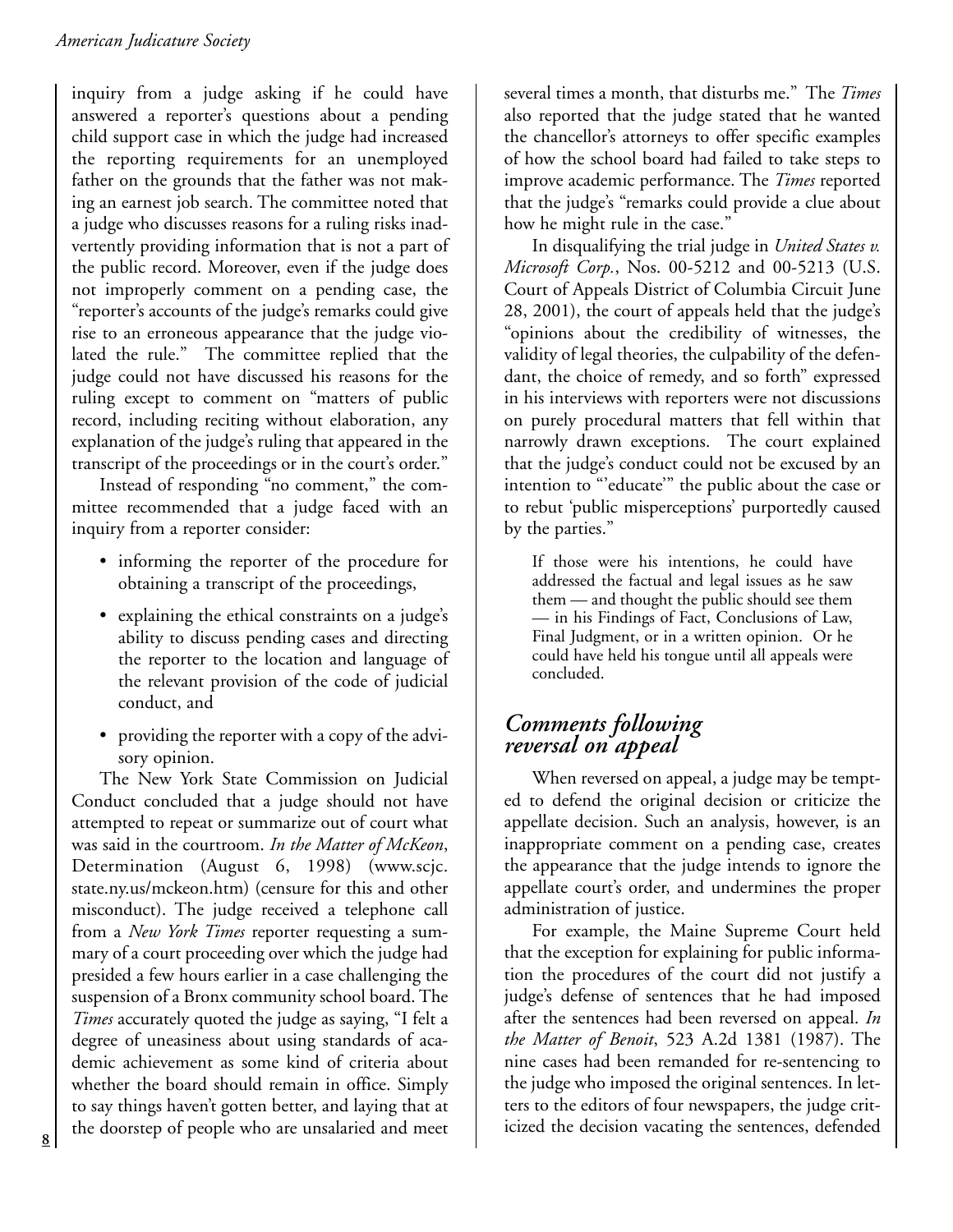inquiry from a judge asking if he could have answered a reporter's questions about a pending child support case in which the judge had increased the reporting requirements for an unemployed father on the grounds that the father was not making an earnest job search. The committee noted that a judge who discusses reasons for a ruling risks inadvertently providing information that is not a part of the public record. Moreover, even if the judge does not improperly comment on a pending case, the "reporter's accounts of the judge's remarks could give rise to an erroneous appearance that the judge violated the rule." The committee replied that the judge could not have discussed his reasons for the ruling except to comment on "matters of public record, including reciting without elaboration, any explanation of the judge's ruling that appeared in the transcript of the proceedings or in the court's order."

Instead of responding "no comment," the committee recommended that a judge faced with an inquiry from a reporter consider:

- informing the reporter of the procedure for obtaining a transcript of the proceedings,
- explaining the ethical constraints on a judge's ability to discuss pending cases and directing the reporter to the location and language of the relevant provision of the code of judicial conduct, and
- providing the reporter with a copy of the advisory opinion.

The New York State Commission on Judicial Conduct concluded that a judge should not have attempted to repeat or summarize out of court what was said in the courtroom. *In the Matter of McKeon*, Determination (August 6, 1998) (www.scjc.state.ny.us/mckeon.htm) (censure for this and other misconduct). The judge received a telephone call from a *New York Times* reporter requesting a summary of a court proceeding over which the judge had presided a few hours earlier in a case challenging the suspension of a Bronx community school board. The *Times* accurately quoted the judge as saying, "I felt a degree of uneasiness about using standards of academic achievement as some kind of criteria about whether the board should remain in office. Simply to say things haven't gotten better, and laying that at the doorstep of people who are unsalaried and meet several times a month, that disturbs me." The *Times* also reported that the judge stated that he wanted the chancellor's attorneys to offer specific examples of how the school board had failed to take steps to improve academic performance. The *Times* reported that the judge's "remarks could provide a clue about how he might rule in the case."

In disqualifying the trial judge in *United States v. Microsoft Corp.*, Nos. 00-5212 and 00-5213 (U.S. Court of Appeals District of Columbia Circuit June 28, 2001), the court of appeals held that the judge's "opinions about the credibility of witnesses, the validity of legal theories, the culpability of the defendant, the choice of remedy, and so forth" expressed in his interviews with reporters were not discussions on purely procedural matters that fell within that narrowly drawn exceptions. The court explained that the judge's conduct could not be excused by an intention to "'educate'" the public about the case or to rebut 'public misperceptions' purportedly caused by the parties."

> If those were his intentions, he could have addressed the factual and legal issues as he saw them — and thought the public should see them — in his Findings of Fact, Conclusions of Law, Final Judgment, or in a written opinion. Or he could have held his tongue until all appeals were concluded.

## *Comments following reversal on appeal*

When reversed on appeal, a judge may be tempted to defend the original decision or criticize the appellate decision. Such an analysis, however, is an inappropriate comment on a pending case, creates the appearance that the judge intends to ignore the appellate court's order, and undermines the proper administration of justice.

For example, the Maine Supreme Court held that the exception for explaining for public information the procedures of the court did not justify a judge's defense of sentences that he had imposed after the sentences had been reversed on appeal. *In the Matter of Benoit*, 523 A.2d 1381 (1987). The nine cases had been remanded for re-sentencing to the judge who imposed the original sentences. In letters to the editors of four newspapers, the judge criticized the decision vacating the sentences, defended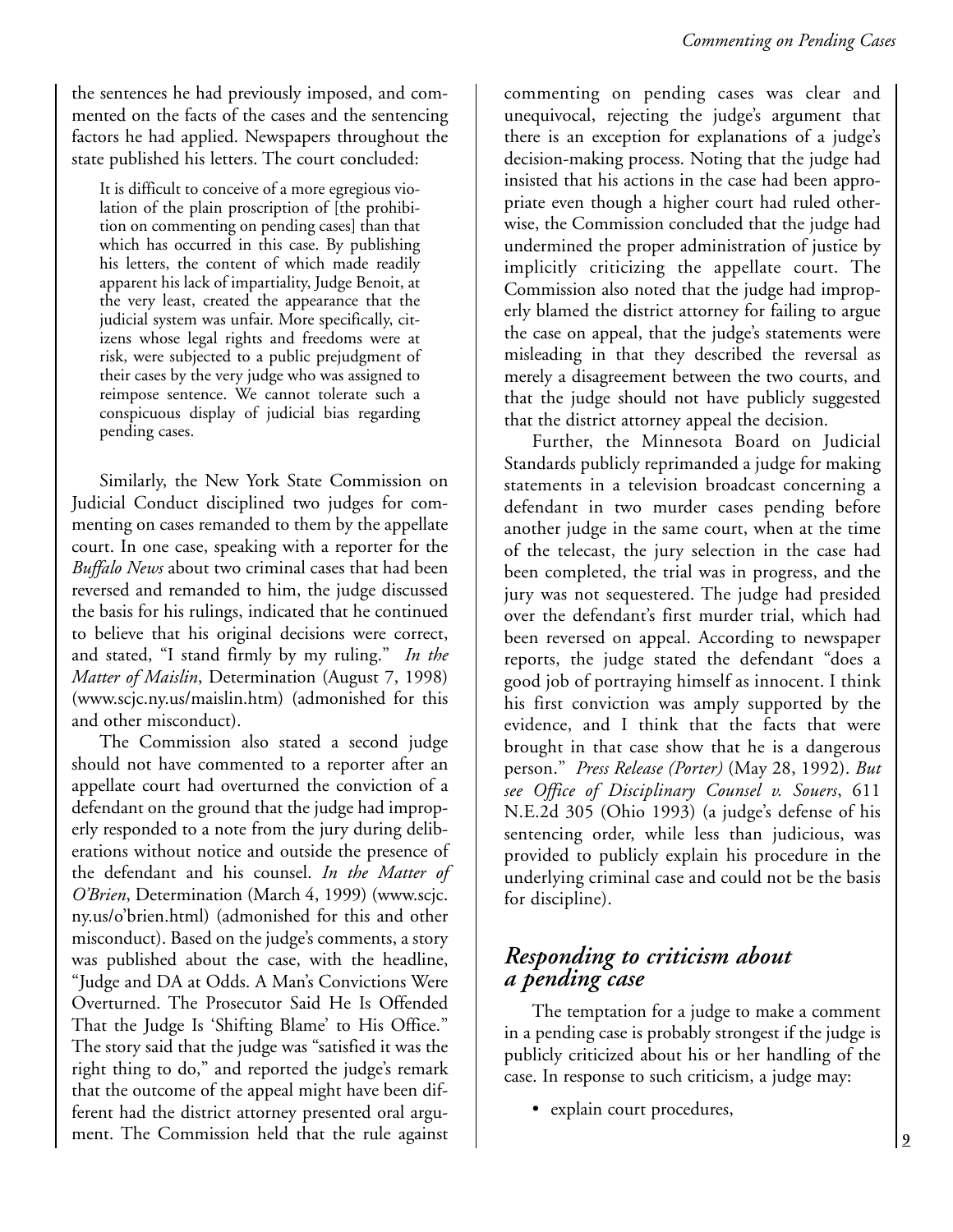the sentences he had previously imposed, and commented on the facts of the cases and the sentencing factors he had applied. Newspapers throughout the state published his letters. The court concluded:

> It is difficult to conceive of a more egregious violation of the plain proscription of [the prohibition on commenting on pending cases] than that which has occurred in this case. By publishing his letters, the content of which made readily apparent his lack of impartiality, Judge Benoit, at the very least, created the appearance that the judicial system was unfair. More specifically, citizens whose legal rights and freedoms were at risk, were subjected to a public prejudgment of their cases by the very judge who was assigned to reimpose sentence. We cannot tolerate such a conspicuous display of judicial bias regarding pending cases.

Similarly, the New York State Commission on Judicial Conduct disciplined two judges for commenting on cases remanded to them by the appellate court. In one case, speaking with a reporter for the *Buffalo News* about two criminal cases that had been reversed and remanded to him, the judge discussed the basis for his rulings, indicated that he continued to believe that his original decisions were correct, and stated, "I stand firmly by my ruling." *In the Matter of Maislin*, Determination (August 7, 1998) (www.scjc.ny.us/maislin.htm) (admonished for this and other misconduct).

The Commission also stated a second judge should not have commented to a reporter after an appellate court had overturned the conviction of a defendant on the ground that the judge had improperly responded to a note from the jury during deliberations without notice and outside the presence of the defendant and his counsel. *In the Matter of O'Brien*, Determination (March 4, 1999) (www.scjc.ny.us/o'brien.html) (admonished for this and other misconduct). Based on the judge's comments, a story was published about the case, with the headline, "Judge and DA at Odds. A Man's Convictions Were Overturned. The Prosecutor Said He Is Offended That the Judge Is 'Shifting Blame' to His Office." The story said that the judge was "satisfied it was the right thing to do," and reported the judge's remark that the outcome of the appeal might have been different had the district attorney presented oral argument. The Commission held that the rule against commenting on pending cases was clear and unequivocal, rejecting the judge's argument that there is an exception for explanations of a judge's decision-making process. Noting that the judge had insisted that his actions in the case had been appropriate even though a higher court had ruled otherwise, the Commission concluded that the judge had undermined the proper administration of justice by implicitly criticizing the appellate court. The Commission also noted that the judge had improperly blamed the district attorney for failing to argue the case on appeal, that the judge's statements were misleading in that they described the reversal as merely a disagreement between the two courts, and that the judge should not have publicly suggested that the district attorney appeal the decision.

Further, the Minnesota Board on Judicial Standards publicly reprimanded a judge for making statements in a television broadcast concerning a defendant in two murder cases pending before another judge in the same court, when at the time of the telecast, the jury selection in the case had been completed, the trial was in progress, and the jury was not sequestered. The judge had presided over the defendant's first murder trial, which had been reversed on appeal. According to newspaper reports, the judge stated the defendant "does a good job of portraying himself as innocent. I think his first conviction was amply supported by the evidence, and I think that the facts that were brought in that case show that he is a dangerous person." *Press Release (Porter)* (May 28, 1992). *But see Office of Disciplinary Counsel v. Souers*, 611 N.E.2d 305 (Ohio 1993) (a judge's defense of his sentencing order, while less than judicious, was provided to publicly explain his procedure in the underlying criminal case and could not be the basis for discipline).

## *Responding to criticism about a pending case*

The temptation for a judge to make a comment in a pending case is probably strongest if the judge is publicly criticized about his or her handling of the case. In response to such criticism, a judge may:

- explain court procedures,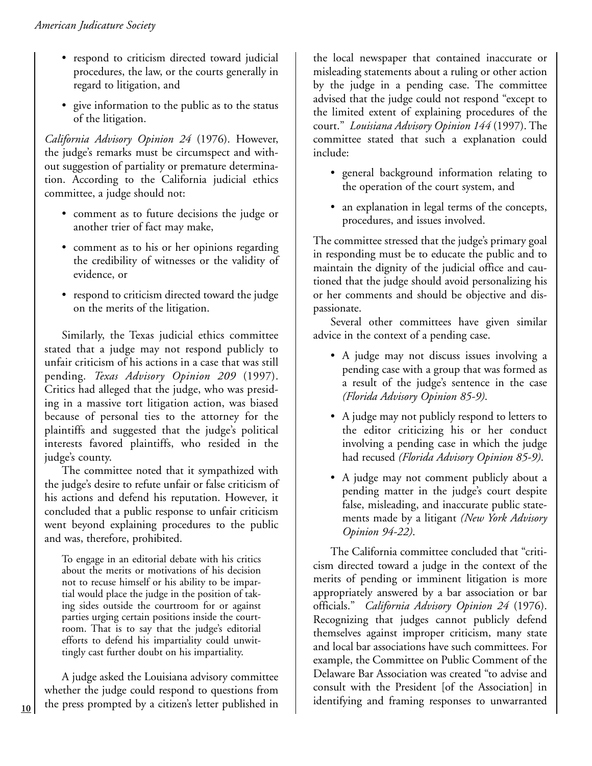- respond to criticism directed toward judicial procedures, the law, or the courts generally in regard to litigation, and
- give information to the public as to the status of the litigation.

*California Advisory Opinion 24* (1976). However, the judge's remarks must be circumspect and without suggestion of partiality or premature determination. According to the California judicial ethics committee, a judge should not:

- comment as to future decisions the judge or another trier of fact may make,
- comment as to his or her opinions regarding the credibility of witnesses or the validity of evidence, or
- respond to criticism directed toward the judge on the merits of the litigation.

Similarly, the Texas judicial ethics committee stated that a judge may not respond publicly to unfair criticism of his actions in a case that was still pending. *Texas Advisory Opinion 209* (1997). Critics had alleged that the judge, who was presiding in a massive tort litigation action, was biased because of personal ties to the attorney for the plaintiffs and suggested that the judge's political interests favored plaintiffs, who resided in the judge's county.

The committee noted that it sympathized with the judge's desire to refute unfair or false criticism of his actions and defend his reputation. However, it concluded that a public response to unfair criticism went beyond explaining procedures to the public and was, therefore, prohibited.

> To engage in an editorial debate with his critics about the merits or motivations of his decision not to recuse himself or his ability to be impartial would place the judge in the position of taking sides outside the courtroom for or against parties urging certain positions inside the courtroom. That is to say that the judge's editorial efforts to defend his impartiality could unwittingly cast further doubt on his impartiality.

A judge asked the Louisiana advisory committee whether the judge could respond to questions from the press prompted by a citizen's letter published in the local newspaper that contained inaccurate or misleading statements about a ruling or other action by the judge in a pending case. The committee advised that the judge could not respond "except to the limited extent of explaining procedures of the court." *Louisiana Advisory Opinion 144* (1997). The committee stated that such a explanation could include:

- general background information relating to the operation of the court system, and
- an explanation in legal terms of the concepts, procedures, and issues involved.

The committee stressed that the judge's primary goal in responding must be to educate the public and to maintain the dignity of the judicial office and cautioned that the judge should avoid personalizing his or her comments and should be objective and dispassionate.

Several other committees have given similar advice in the context of a pending case.

- A judge may not discuss issues involving a pending case with a group that was formed as a result of the judge's sentence in the case *(Florida Advisory Opinion 85-9)*.
- A judge may not publicly respond to letters to the editor criticizing his or her conduct involving a pending case in which the judge had recused *(Florida Advisory Opinion 85-9)*.
- A judge may not comment publicly about a pending matter in the judge's court despite false, misleading, and inaccurate public statements made by a litigant *(New York Advisory Opinion 94-22)*.

The California committee concluded that "criticism directed toward a judge in the context of the merits of pending or imminent litigation is more appropriately answered by a bar association or bar officials." *California Advisory Opinion 24* (1976). Recognizing that judges cannot publicly defend themselves against improper criticism, many state and local bar associations have such committees. For example, the Committee on Public Comment of the Delaware Bar Association was created "to advise and consult with the President [of the Association] in identifying and framing responses to unwarranted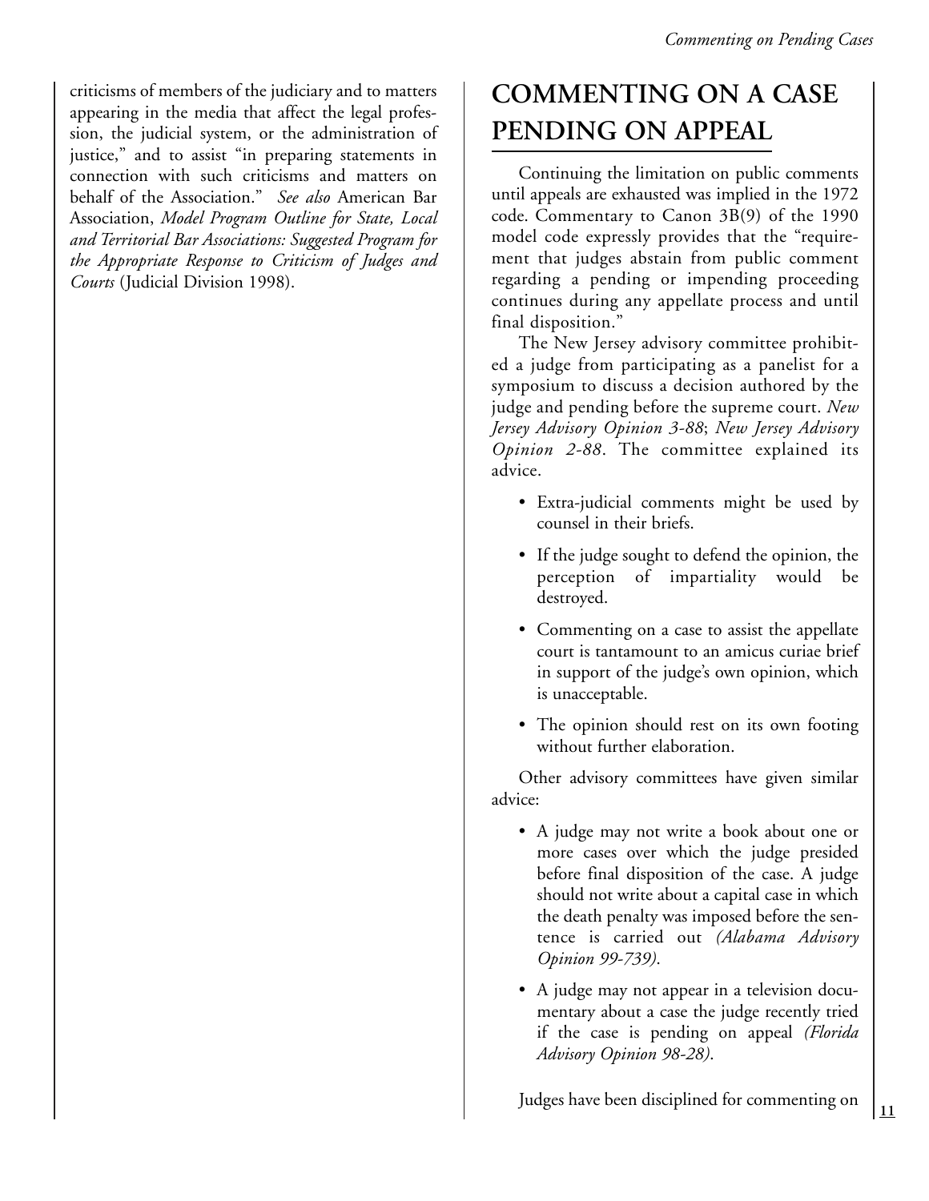criticisms of members of the judiciary and to matters appearing in the media that affect the legal profession, the judicial system, or the administration of justice," and to assist "in preparing statements in connection with such criticisms and matters on behalf of the Association." *See also* American Bar Association, *Model Program Outline for State, Local and Territorial Bar Associations: Suggested Program for the Appropriate Response to Criticism of Judges and Courts* (Judicial Division 1998).

## COMMENTING ON A CASE PENDING ON APPEAL

Continuing the limitation on public comments until appeals are exhausted was implied in the 1972 code. Commentary to Canon 3B(9) of the 1990 model code expressly provides that the "requirement that judges abstain from public comment regarding a pending or impending proceeding continues during any appellate process and until final disposition."

The New Jersey advisory committee prohibited a judge from participating as a panelist for a symposium to discuss a decision authored by the judge and pending before the supreme court. *New Jersey Advisory Opinion 3-88*; *New Jersey Advisory Opinion 2-88*. The committee explained its advice.

- Extra-judicial comments might be used by counsel in their briefs.
- If the judge sought to defend the opinion, the perception of impartiality would be destroyed.
- Commenting on a case to assist the appellate court is tantamount to an amicus curiae brief in support of the judge's own opinion, which is unacceptable.
- The opinion should rest on its own footing without further elaboration.

Other advisory committees have given similar advice:

- A judge may not write a book about one or more cases over which the judge presided before final disposition of the case. A judge should not write about a capital case in which the death penalty was imposed before the sentence is carried out *(Alabama Advisory Opinion 99-739)*.
- A judge may not appear in a television documentary about a case the judge recently tried if the case is pending on appeal *(Florida Advisory Opinion 98-28)*.

Judges have been disciplined for commenting on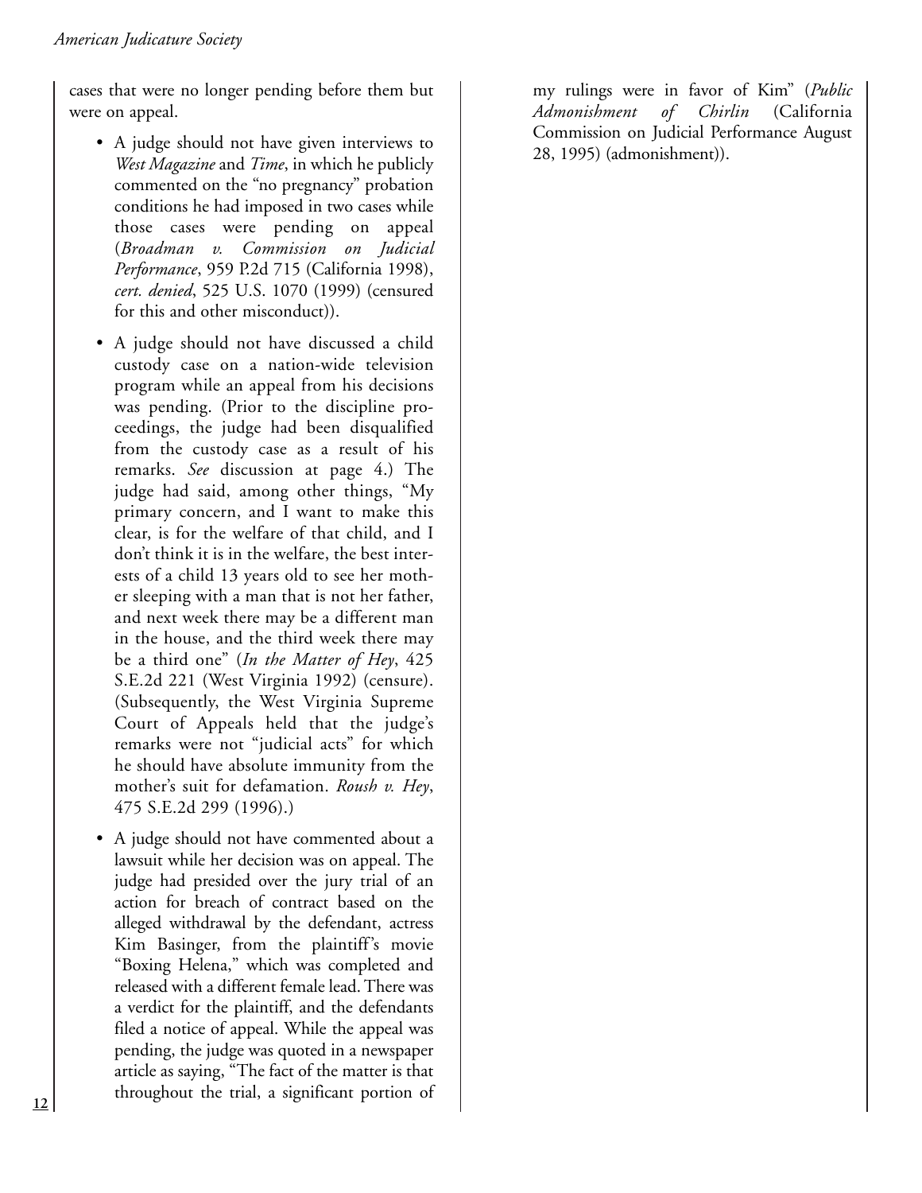cases that were no longer pending before them but were on appeal.

- A judge should not have given interviews to *West Magazine* and *Time*, in which he publicly commented on the "no pregnancy" probation conditions he had imposed in two cases while those cases were pending on appeal (*Broadman v. Commission on Judicial Performance*, 959 P.2d 715 (California 1998), *cert. denied*, 525 U.S. 1070 (1999) (censured for this and other misconduct)).

- A judge should not have discussed a child custody case on a nation-wide television program while an appeal from his decisions was pending. (Prior to the discipline proceedings, the judge had been disqualified from the custody case as a result of his remarks. *See* discussion at page 4.) The judge had said, among other things, "My primary concern, and I want to make this clear, is for the welfare of that child, and I don't think it is in the welfare, the best interests of a child 13 years old to see her mother sleeping with a man that is not her father, and next week there may be a different man in the house, and the third week there may be a third one" (*In the Matter of Hey*, 425 S.E.2d 221 (West Virginia 1992) (censure). (Subsequently, the West Virginia Supreme Court of Appeals held that the judge's remarks were not "judicial acts" for which he should have absolute immunity from the mother's suit for defamation. *Roush v. Hey*, 475 S.E.2d 299 (1996).)

- A judge should not have commented about a lawsuit while her decision was on appeal. The judge had presided over the jury trial of an action for breach of contract based on the alleged withdrawal by the defendant, actress Kim Basinger, from the plaintiff's movie "Boxing Helena," which was completed and released with a different female lead. There was a verdict for the plaintiff, and the defendants filed a notice of appeal. While the appeal was pending, the judge was quoted in a newspaper article as saying, "The fact of the matter is that throughout the trial, a significant portion of my rulings were in favor of Kim" (*Public Admonishment of Chirlin* (California Commission on Judicial Performance August 28, 1995) (admonishment)).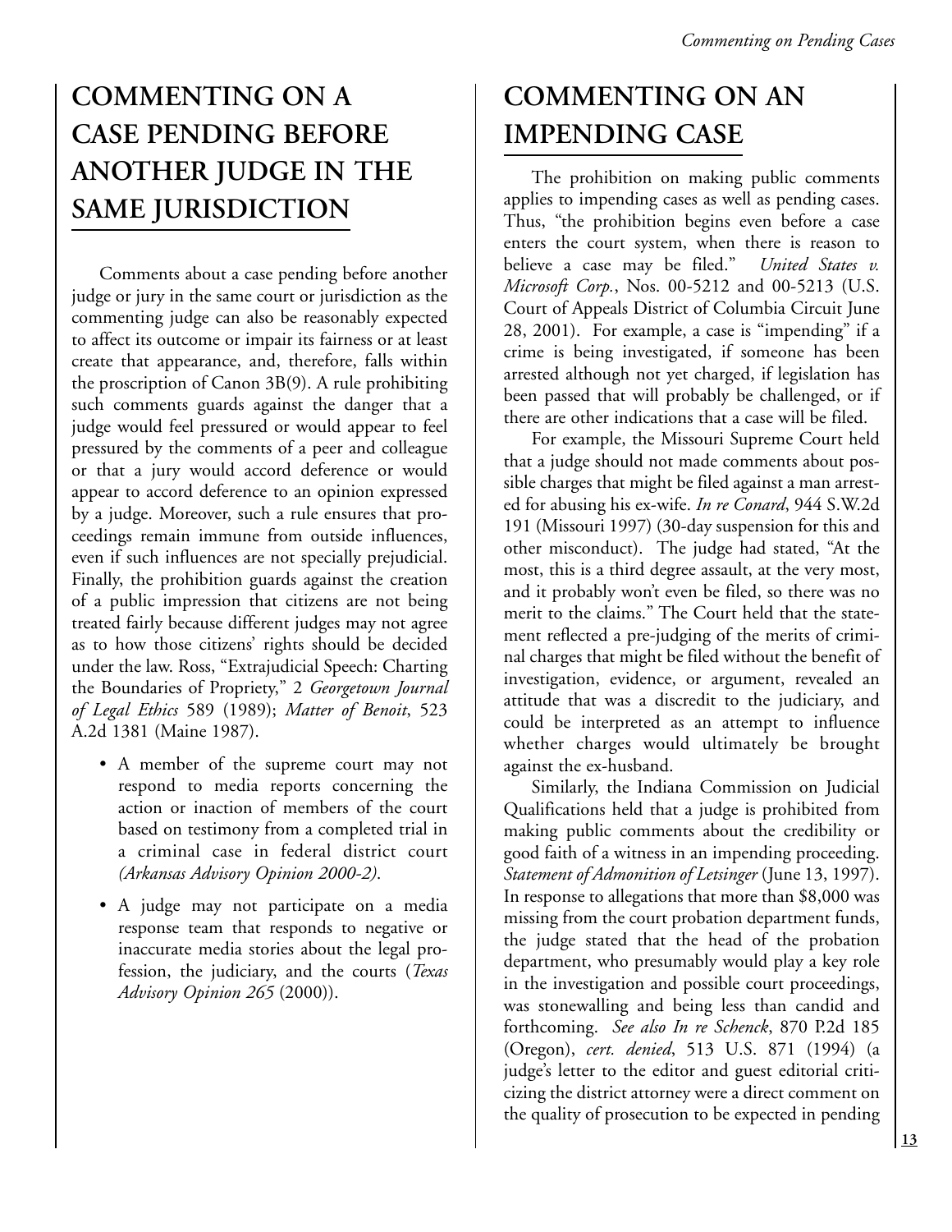## COMMENTING ON A CASE PENDING BEFORE ANOTHER JUDGE IN THE SAME JURISDICTION

Comments about a case pending before another judge or jury in the same court or jurisdiction as the commenting judge can also be reasonably expected to affect its outcome or impair its fairness or at least create that appearance, and, therefore, falls within the proscription of Canon 3B(9). A rule prohibiting such comments guards against the danger that a judge would feel pressured or would appear to feel pressured by the comments of a peer and colleague or that a jury would accord deference or would appear to accord deference to an opinion expressed by a judge. Moreover, such a rule ensures that proceedings remain immune from outside influences, even if such influences are not specially prejudicial. Finally, the prohibition guards against the creation of a public impression that citizens are not being treated fairly because different judges may not agree as to how those citizens' rights should be decided under the law. Ross, "Extrajudicial Speech: Charting the Boundaries of Propriety," 2 *Georgetown Journal of Legal Ethics* 589 (1989); *Matter of Benoit*, 523 A.2d 1381 (Maine 1987).

- A member of the supreme court may not respond to media reports concerning the action or inaction of members of the court based on testimony from a completed trial in a criminal case in federal district court *(Arkansas Advisory Opinion 2000-2)*.
- A judge may not participate on a media response team that responds to negative or inaccurate media stories about the legal profession, the judiciary, and the courts (*Texas Advisory Opinion 265* (2000)).

## COMMENTING ON AN IMPENDING CASE

The prohibition on making public comments applies to impending cases as well as pending cases. Thus, "the prohibition begins even before a case enters the court system, when there is reason to believe a case may be filed." *United States v. Microsoft Corp.*, Nos. 00-5212 and 00-5213 (U.S. Court of Appeals District of Columbia Circuit June 28, 2001). For example, a case is "impending" if a crime is being investigated, if someone has been arrested although not yet charged, if legislation has been passed that will probably be challenged, or if there are other indications that a case will be filed.

For example, the Missouri Supreme Court held that a judge should not made comments about possible charges that might be filed against a man arrested for abusing his ex-wife. *In re Conard*, 944 S.W.2d 191 (Missouri 1997) (30-day suspension for this and other misconduct). The judge had stated, "At the most, this is a third degree assault, at the very most, and it probably won't even be filed, so there was no merit to the claims." The Court held that the statement reflected a pre-judging of the merits of criminal charges that might be filed without the benefit of investigation, evidence, or argument, revealed an attitude that was a discredit to the judiciary, and could be interpreted as an attempt to influence whether charges would ultimately be brought against the ex-husband.

Similarly, the Indiana Commission on Judicial Qualifications held that a judge is prohibited from making public comments about the credibility or good faith of a witness in an impending proceeding. *Statement of Admonition of Letsinger* (June 13, 1997). In response to allegations that more than $8,000 was missing from the court probation department funds, the judge stated that the head of the probation department, who presumably would play a key role in the investigation and possible court proceedings, was stonewalling and being less than candid and forthcoming. *See also In re Schenck*, 870 P.2d 185 (Oregon), *cert. denied*, 513 U.S. 871 (1994) (a judge's letter to the editor and guest editorial criticizing the district attorney were a direct comment on the quality of prosecution to be expected in pending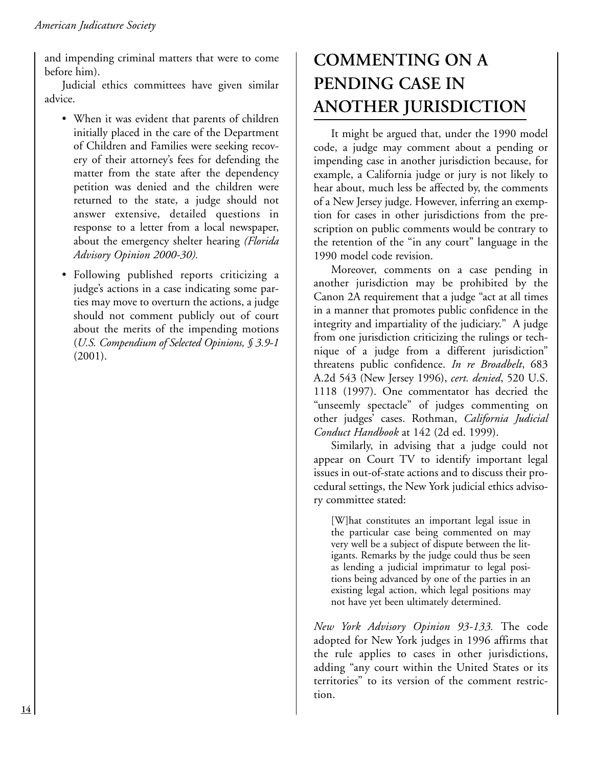and impending criminal matters that were to come before him).

Judicial ethics committees have given similar advice.

- When it was evident that parents of children initially placed in the care of the Department of Children and Families were seeking recovery of their attorney's fees for defending the matter from the state after the dependency petition was denied and the children were returned to the state, a judge should not answer extensive, detailed questions in response to a letter from a local newspaper, about the emergency shelter hearing *(Florida Advisory Opinion 2000-30).*
- Following published reports criticizing a judge's actions in a case indicating some parties may move to overturn the actions, a judge should not comment publicly out of court about the merits of the impending motions (*U.S. Compendium of Selected Opinions, § 3.9-1* (2001).

## COMMENTING ON A PENDING CASE IN ANOTHER JURISDICTION

It might be argued that, under the 1990 model code, a judge may comment about a pending or impending case in another jurisdiction because, for example, a California judge or jury is not likely to hear about, much less be affected by, the comments of a New Jersey judge. However, inferring an exemption for cases in other jurisdictions from the prescription on public comments would be contrary to the retention of the "in any court" language in the 1990 model code revision.

Moreover, comments on a case pending in another jurisdiction may be prohibited by the Canon 2A requirement that a judge "act at all times in a manner that promotes public confidence in the integrity and impartiality of the judiciary." A judge from one jurisdiction criticizing the rulings or technique of a judge from a different jurisdiction" threatens public confidence. *In re Broadbelt*, 683 A.2d 543 (New Jersey 1996), *cert. denied*, 520 U.S. 1118 (1997). One commentator has decried the "unseemly spectacle" of judges commenting on other judges' cases. Rothman, *California Judicial Conduct Handbook* at 142 (2d ed. 1999).

Similarly, in advising that a judge could not appear on Court TV to identify important legal issues in out-of-state actions and to discuss their procedural settings, the New York judicial ethics advisory committee stated:

> [W]hat constitutes an important legal issue in the particular case being commented on may very well be a subject of dispute between the litigants. Remarks by the judge could thus be seen as lending a judicial imprimatur to legal positions being advanced by one of the parties in an existing legal action, which legal positions may not have yet been ultimately determined.

*New York Advisory Opinion 93-133.* The code adopted for New York judges in 1996 affirms that the rule applies to cases in other jurisdictions, adding "any court within the United States or its territories" to its version of the comment restriction.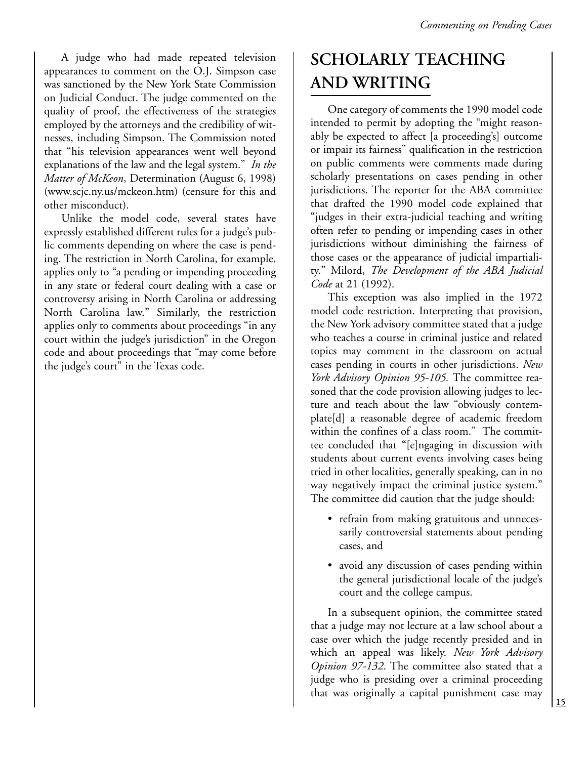A judge who had made repeated television appearances to comment on the O.J. Simpson case was sanctioned by the New York State Commission on Judicial Conduct. The judge commented on the quality of proof, the effectiveness of the strategies employed by the attorneys and the credibility of witnesses, including Simpson. The Commission noted that "his television appearances went well beyond explanations of the law and the legal system." *In the Matter of McKeon*, Determination (August 6, 1998) (www.scjc.ny.us/mckeon.htm) (censure for this and other misconduct).

Unlike the model code, several states have expressly established different rules for a judge's public comments depending on where the case is pending. The restriction in North Carolina, for example, applies only to "a pending or impending proceeding in any state or federal court dealing with a case or controversy arising in North Carolina or addressing North Carolina law." Similarly, the restriction applies only to comments about proceedings "in any court within the judge's jurisdiction" in the Oregon code and about proceedings that "may come before the judge's court" in the Texas code.

## SCHOLARLY TEACHING AND WRITING

One category of comments the 1990 model code intended to permit by adopting the "might reasonably be expected to affect [a proceeding's] outcome or impair its fairness" qualification in the restriction on public comments were comments made during scholarly presentations on cases pending in other jurisdictions. The reporter for the ABA committee that drafted the 1990 model code explained that "judges in their extra-judicial teaching and writing often refer to pending or impending cases in other jurisdictions without diminishing the fairness of those cases or the appearance of judicial impartiality." Milord, *The Development of the ABA Judicial Code* at 21 (1992).

This exception was also implied in the 1972 model code restriction. Interpreting that provision, the New York advisory committee stated that a judge who teaches a course in criminal justice and related topics may comment in the classroom on actual cases pending in courts in other jurisdictions. *New York Advisory Opinion 95-105.* The committee reasoned that the code provision allowing judges to lecture and teach about the law "obviously contemplate[d] a reasonable degree of academic freedom within the confines of a class room." The committee concluded that "[e]ngaging in discussion with students about current events involving cases being tried in other localities, generally speaking, can in no way negatively impact the criminal justice system." The committee did caution that the judge should:

- refrain from making gratuitous and unnecessarily controversial statements about pending cases, and
- avoid any discussion of cases pending within the general jurisdictional locale of the judge's court and the college campus.

In a subsequent opinion, the committee stated that a judge may not lecture at a law school about a case over which the judge recently presided and in which an appeal was likely. *New York Advisory Opinion 97-132*. The committee also stated that a judge who is presiding over a criminal proceeding that was originally a capital punishment case may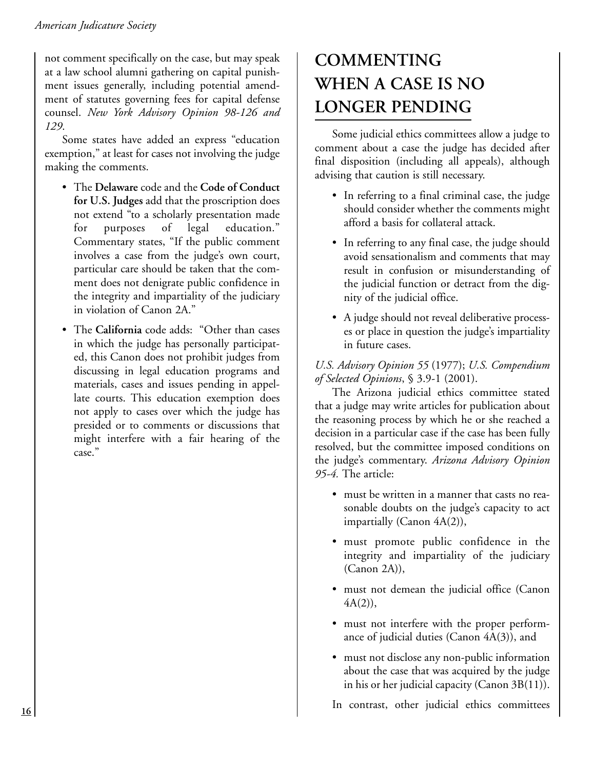not comment specifically on the case, but may speak at a law school alumni gathering on capital punishment issues generally, including potential amendment of statutes governing fees for capital defense counsel. *New York Advisory Opinion 98-126 and 129*.

Some states have added an express "education exemption," at least for cases not involving the judge making the comments.

- The **Delaware** code and the **Code of Conduct for U.S. Judges** add that the proscription does not extend "to a scholarly presentation made for purposes of legal education." Commentary states, "If the public comment involves a case from the judge's own court, particular care should be taken that the comment does not denigrate public confidence in the integrity and impartiality of the judiciary in violation of Canon 2A."
- The **California** code adds: "Other than cases in which the judge has personally participated, this Canon does not prohibit judges from discussing in legal education programs and materials, cases and issues pending in appellate courts. This education exemption does not apply to cases over which the judge has presided or to comments or discussions that might interfere with a fair hearing of the case."

## COMMENTING WHEN A CASE IS NO LONGER PENDING

Some judicial ethics committees allow a judge to comment about a case the judge has decided after final disposition (including all appeals), although advising that caution is still necessary.

- In referring to a final criminal case, the judge should consider whether the comments might afford a basis for collateral attack.
- In referring to any final case, the judge should avoid sensationalism and comments that may result in confusion or misunderstanding of the judicial function or detract from the dignity of the judicial office.
- A judge should not reveal deliberative processes or place in question the judge's impartiality in future cases.

*U.S. Advisory Opinion 55* (1977); *U.S. Compendium of Selected Opinions*, § 3.9-1 (2001).

The Arizona judicial ethics committee stated that a judge may write articles for publication about the reasoning process by which he or she reached a decision in a particular case if the case has been fully resolved, but the committee imposed conditions on the judge's commentary. *Arizona Advisory Opinion 95-4.* The article:

- must be written in a manner that casts no reasonable doubts on the judge's capacity to act impartially (Canon 4A(2)),
- must promote public confidence in the integrity and impartiality of the judiciary (Canon 2A)),
- must not demean the judicial office (Canon 4A(2)),
- must not interfere with the proper performance of judicial duties (Canon 4A(3)), and
- must not disclose any non-public information about the case that was acquired by the judge in his or her judicial capacity (Canon 3B(11)).

In contrast, other judicial ethics committees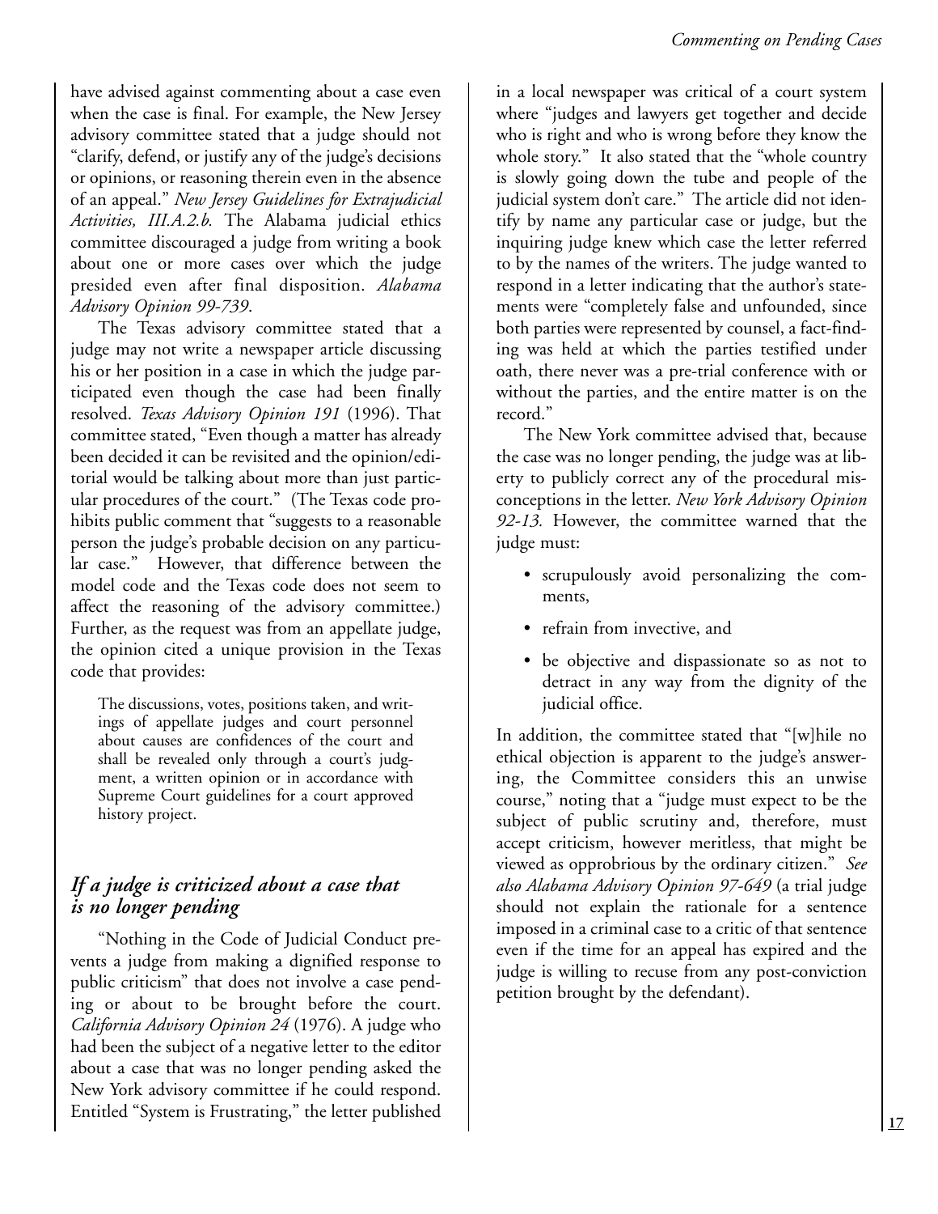have advised against commenting about a case even when the case is final. For example, the New Jersey advisory committee stated that a judge should not "clarify, defend, or justify any of the judge's decisions or opinions, or reasoning therein even in the absence of an appeal." *New Jersey Guidelines for Extrajudicial Activities, III.A.2.b.* The Alabama judicial ethics committee discouraged a judge from writing a book about one or more cases over which the judge presided even after final disposition. *Alabama Advisory Opinion 99-739*.

The Texas advisory committee stated that a judge may not write a newspaper article discussing his or her position in a case in which the judge participated even though the case had been finally resolved. *Texas Advisory Opinion 191* (1996). That committee stated, "Even though a matter has already been decided it can be revisited and the opinion/editorial would be talking about more than just particular procedures of the court." (The Texas code prohibits public comment that "suggests to a reasonable person the judge's probable decision on any particular case." However, that difference between the model code and the Texas code does not seem to affect the reasoning of the advisory committee.) Further, as the request was from an appellate judge, the opinion cited a unique provision in the Texas code that provides:

> The discussions, votes, positions taken, and writings of appellate judges and court personnel about causes are confidences of the court and shall be revealed only through a court's judgment, a written opinion or in accordance with Supreme Court guidelines for a court approved history project.

## *If a judge is criticized about a case that is no longer pending*

"Nothing in the Code of Judicial Conduct prevents a judge from making a dignified response to public criticism" that does not involve a case pending or about to be brought before the court. *California Advisory Opinion 24* (1976). A judge who had been the subject of a negative letter to the editor about a case that was no longer pending asked the New York advisory committee if he could respond. Entitled "System is Frustrating," the letter published in a local newspaper was critical of a court system where "judges and lawyers get together and decide who is right and who is wrong before they know the whole story." It also stated that the "whole country is slowly going down the tube and people of the judicial system don't care." The article did not identify by name any particular case or judge, but the inquiring judge knew which case the letter referred to by the names of the writers. The judge wanted to respond in a letter indicating that the author's statements were "completely false and unfounded, since both parties were represented by counsel, a fact-finding was held at which the parties testified under oath, there never was a pre-trial conference with or without the parties, and the entire matter is on the record."

The New York committee advised that, because the case was no longer pending, the judge was at liberty to publicly correct any of the procedural misconceptions in the letter. *New York Advisory Opinion 92-13.* However, the committee warned that the judge must:

- scrupulously avoid personalizing the comments,
- refrain from invective, and
- be objective and dispassionate so as not to detract in any way from the dignity of the judicial office.

In addition, the committee stated that "[w]hile no ethical objection is apparent to the judge's answering, the Committee considers this an unwise course," noting that a "judge must expect to be the subject of public scrutiny and, therefore, must accept criticism, however meritless, that might be viewed as opprobrious by the ordinary citizen." *See also Alabama Advisory Opinion 97-649* (a trial judge should not explain the rationale for a sentence imposed in a criminal case to a critic of that sentence even if the time for an appeal has expired and the judge is willing to recuse from any post-conviction petition brought by the defendant).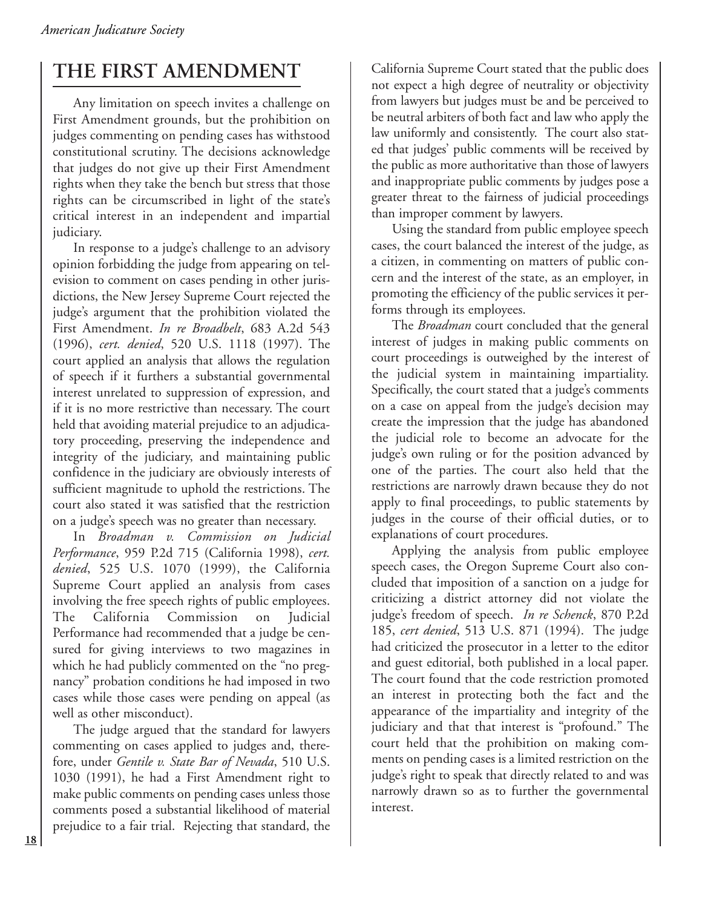## THE FIRST AMENDMENT

Any limitation on speech invites a challenge on First Amendment grounds, but the prohibition on judges commenting on pending cases has withstood constitutional scrutiny. The decisions acknowledge that judges do not give up their First Amendment rights when they take the bench but stress that those rights can be circumscribed in light of the state's critical interest in an independent and impartial judiciary.

In response to a judge's challenge to an advisory opinion forbidding the judge from appearing on television to comment on cases pending in other jurisdictions, the New Jersey Supreme Court rejected the judge's argument that the prohibition violated the First Amendment. *In re Broadbelt*, 683 A.2d 543 (1996), *cert. denied*, 520 U.S. 1118 (1997). The court applied an analysis that allows the regulation of speech if it furthers a substantial governmental interest unrelated to suppression of expression, and if it is no more restrictive than necessary. The court held that avoiding material prejudice to an adjudicatory proceeding, preserving the independence and integrity of the judiciary, and maintaining public confidence in the judiciary are obviously interests of sufficient magnitude to uphold the restrictions. The court also stated it was satisfied that the restriction on a judge's speech was no greater than necessary.

In *Broadman v. Commission on Judicial Performance*, 959 P.2d 715 (California 1998), *cert. denied*, 525 U.S. 1070 (1999), the California Supreme Court applied an analysis from cases involving the free speech rights of public employees. The California Commission on Judicial Performance had recommended that a judge be censured for giving interviews to two magazines in which he had publicly commented on the "no pregnancy" probation conditions he had imposed in two cases while those cases were pending on appeal (as well as other misconduct).

The judge argued that the standard for lawyers commenting on cases applied to judges and, therefore, under *Gentile v. State Bar of Nevada*, 510 U.S. 1030 (1991), he had a First Amendment right to make public comments on pending cases unless those comments posed a substantial likelihood of material prejudice to a fair trial. Rejecting that standard, the California Supreme Court stated that the public does not expect a high degree of neutrality or objectivity from lawyers but judges must be and be perceived to be neutral arbiters of both fact and law who apply the law uniformly and consistently. The court also stated that judges' public comments will be received by the public as more authoritative than those of lawyers and inappropriate public comments by judges pose a greater threat to the fairness of judicial proceedings than improper comment by lawyers.

Using the standard from public employee speech cases, the court balanced the interest of the judge, as a citizen, in commenting on matters of public concern and the interest of the state, as an employer, in promoting the efficiency of the public services it performs through its employees.

The *Broadman* court concluded that the general interest of judges in making public comments on court proceedings is outweighed by the interest of the judicial system in maintaining impartiality. Specifically, the court stated that a judge's comments on a case on appeal from the judge's decision may create the impression that the judge has abandoned the judicial role to become an advocate for the judge's own ruling or for the position advanced by one of the parties. The court also held that the restrictions are narrowly drawn because they do not apply to final proceedings, to public statements by judges in the course of their official duties, or to explanations of court procedures.

Applying the analysis from public employee speech cases, the Oregon Supreme Court also concluded that imposition of a sanction on a judge for criticizing a district attorney did not violate the judge's freedom of speech. *In re Schenck*, 870 P.2d 185, *cert denied*, 513 U.S. 871 (1994). The judge had criticized the prosecutor in a letter to the editor and guest editorial, both published in a local paper. The court found that the code restriction promoted an interest in protecting both the fact and the appearance of the impartiality and integrity of the judiciary and that that interest is "profound." The court held that the prohibition on making comments on pending cases is a limited restriction on the judge's right to speak that directly related to and was narrowly drawn so as to further the governmental interest.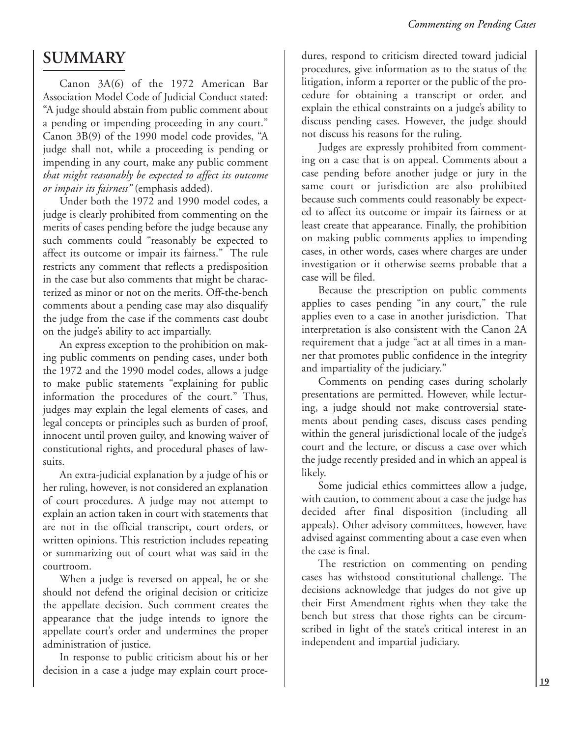## SUMMARY

Canon 3A(6) of the 1972 American Bar Association Model Code of Judicial Conduct stated: "A judge should abstain from public comment about a pending or impending proceeding in any court." Canon 3B(9) of the 1990 model code provides, "A judge shall not, while a proceeding is pending or impending in any court, make any public comment *that might reasonably be expected to affect its outcome or impair its fairness"* (emphasis added).

Under both the 1972 and 1990 model codes, a judge is clearly prohibited from commenting on the merits of cases pending before the judge because any such comments could "reasonably be expected to affect its outcome or impair its fairness." The rule restricts any comment that reflects a predisposition in the case but also comments that might be characterized as minor or not on the merits. Off-the-bench comments about a pending case may also disqualify the judge from the case if the comments cast doubt on the judge's ability to act impartially.

An express exception to the prohibition on making public comments on pending cases, under both the 1972 and the 1990 model codes, allows a judge to make public statements "explaining for public information the procedures of the court." Thus, judges may explain the legal elements of cases, and legal concepts or principles such as burden of proof, innocent until proven guilty, and knowing waiver of constitutional rights, and procedural phases of lawsuits.

An extra-judicial explanation by a judge of his or her ruling, however, is not considered an explanation of court procedures. A judge may not attempt to explain an action taken in court with statements that are not in the official transcript, court orders, or written opinions. This restriction includes repeating or summarizing out of court what was said in the courtroom.

When a judge is reversed on appeal, he or she should not defend the original decision or criticize the appellate decision. Such comment creates the appearance that the judge intends to ignore the appellate court's order and undermines the proper administration of justice.

In response to public criticism about his or her decision in a case a judge may explain court procedures, respond to criticism directed toward judicial procedures, give information as to the status of the litigation, inform a reporter or the public of the procedure for obtaining a transcript or order, and explain the ethical constraints on a judge's ability to discuss pending cases. However, the judge should not discuss his reasons for the ruling.

Judges are expressly prohibited from commenting on a case that is on appeal. Comments about a case pending before another judge or jury in the same court or jurisdiction are also prohibited because such comments could reasonably be expected to affect its outcome or impair its fairness or at least create that appearance. Finally, the prohibition on making public comments applies to impending cases, in other words, cases where charges are under investigation or it otherwise seems probable that a case will be filed.

Because the prescription on public comments applies to cases pending "in any court," the rule applies even to a case in another jurisdiction. That interpretation is also consistent with the Canon 2A requirement that a judge "act at all times in a manner that promotes public confidence in the integrity and impartiality of the judiciary."

Comments on pending cases during scholarly presentations are permitted. However, while lecturing, a judge should not make controversial statements about pending cases, discuss cases pending within the general jurisdictional locale of the judge's court and the lecture, or discuss a case over which the judge recently presided and in which an appeal is likely.

Some judicial ethics committees allow a judge, with caution, to comment about a case the judge has decided after final disposition (including all appeals). Other advisory committees, however, have advised against commenting about a case even when the case is final.

The restriction on commenting on pending cases has withstood constitutional challenge. The decisions acknowledge that judges do not give up their First Amendment rights when they take the bench but stress that those rights can be circumscribed in light of the state's critical interest in an independent and impartial judiciary.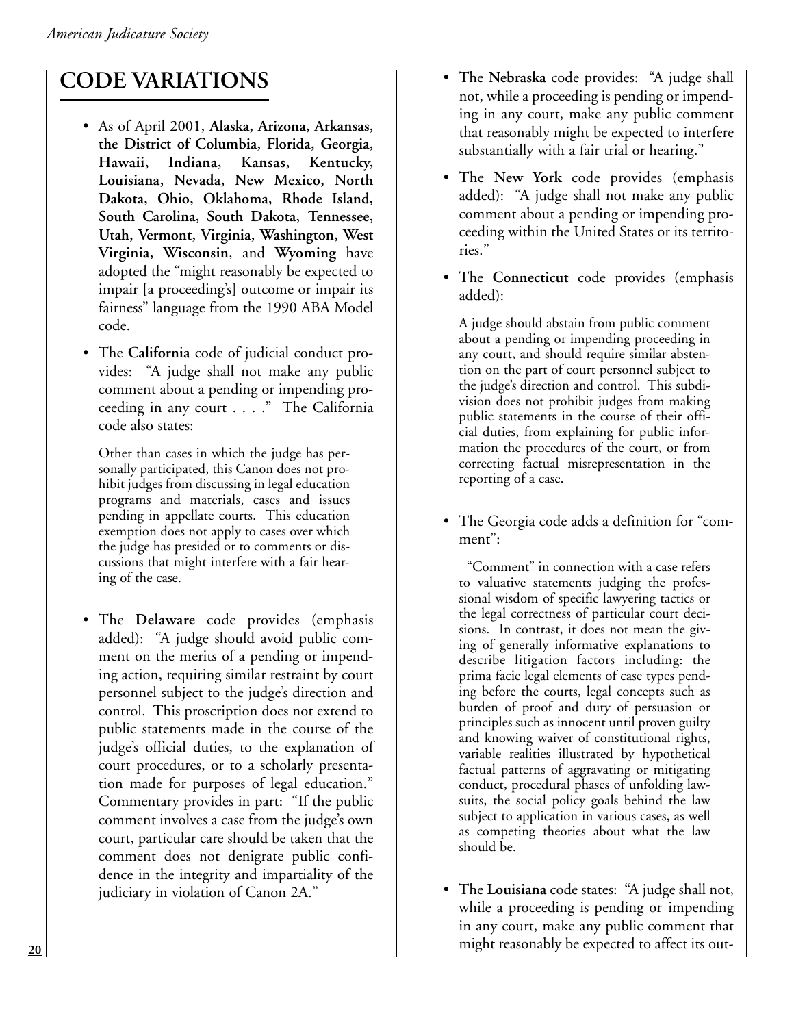## CODE VARIATIONS

- As of April 2001, **Alaska, Arizona, Arkansas, the District of Columbia, Florida, Georgia, Hawaii, Indiana, Kansas, Kentucky, Louisiana, Nevada, New Mexico, North Dakota, Ohio, Oklahoma, Rhode Island, South Carolina, South Dakota, Tennessee, Utah, Vermont, Virginia, Washington, West Virginia, Wisconsin**, and **Wyoming** have adopted the "might reasonably be expected to impair [a proceeding's] outcome or impair its fairness" language from the 1990 ABA Model code.

- The **California** code of judicial conduct provides: "A judge shall not make any public comment about a pending or impending proceeding in any court . . . ." The California code also states:

  Other than cases in which the judge has personally participated, this Canon does not prohibit judges from discussing in legal education programs and materials, cases and issues pending in appellate courts. This education exemption does not apply to cases over which the judge has presided or to comments or discussions that might interfere with a fair hearing of the case.

- The **Delaware** code provides (emphasis added): "A judge should avoid public comment on the merits of a pending or impending action, requiring similar restraint by court personnel subject to the judge's direction and control. This proscription does not extend to public statements made in the course of the judge's official duties, to the explanation of court procedures, or to a scholarly presentation made for purposes of legal education." Commentary provides in part: "If the public comment involves a case from the judge's own court, particular care should be taken that the comment does not denigrate public confidence in the integrity and impartiality of the judiciary in violation of Canon 2A."

- The **Nebraska** code provides: "A judge shall not, while a proceeding is pending or impending in any court, make any public comment that reasonably might be expected to interfere substantially with a fair trial or hearing."

- The **New York** code provides (emphasis added): "A judge shall not make any public comment about a pending or impending proceeding within the United States or its territories."

- The **Connecticut** code provides (emphasis added):

  A judge should abstain from public comment about a pending or impending proceeding in any court, and should require similar abstention on the part of court personnel subject to the judge's direction and control. This subdivision does not prohibit judges from making public statements in the course of their official duties, from explaining for public information the procedures of the court, or from correcting factual misrepresentation in the reporting of a case.

- The Georgia code adds a definition for "comment":

  "Comment" in connection with a case refers to valuative statements judging the professional wisdom of specific lawyering tactics or the legal correctness of particular court decisions. In contrast, it does not mean the giving of generally informative explanations to describe litigation factors including: the prima facie legal elements of case types pending before the courts, legal concepts such as burden of proof and duty of persuasion or principles such as innocent until proven guilty and knowing waiver of constitutional rights, variable realities illustrated by hypothetical factual patterns of aggravating or mitigating conduct, procedural phases of unfolding lawsuits, the social policy goals behind the law subject to application in various cases, as well as competing theories about what the law should be.

- The **Louisiana** code states: "A judge shall not, while a proceeding is pending or impending in any court, make any public comment that might reasonably be expected to affect its out-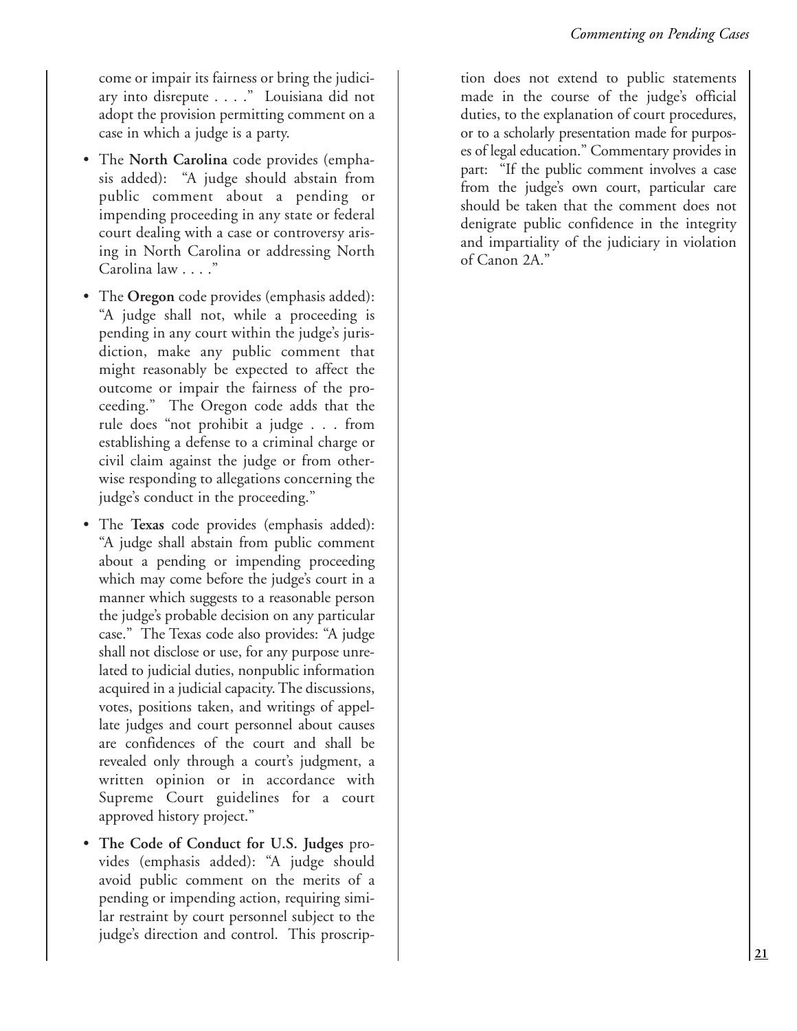come or impair its fairness or bring the judiciary into disrepute . . . ." Louisiana did not adopt the provision permitting comment on a case in which a judge is a party.

- The **North Carolina** code provides (emphasis added): "A judge should abstain from public comment about a pending or impending proceeding in any state or federal court dealing with a case or controversy arising in North Carolina or addressing North Carolina law . . . ."
- The **Oregon** code provides (emphasis added): "A judge shall not, while a proceeding is pending in any court within the judge's jurisdiction, make any public comment that might reasonably be expected to affect the outcome or impair the fairness of the proceeding." The Oregon code adds that the rule does "not prohibit a judge . . . from establishing a defense to a criminal charge or civil claim against the judge or from otherwise responding to allegations concerning the judge's conduct in the proceeding."
- The **Texas** code provides (emphasis added): "A judge shall abstain from public comment about a pending or impending proceeding which may come before the judge's court in a manner which suggests to a reasonable person the judge's probable decision on any particular case." The Texas code also provides: "A judge shall not disclose or use, for any purpose unrelated to judicial duties, nonpublic information acquired in a judicial capacity. The discussions, votes, positions taken, and writings of appellate judges and court personnel about causes are confidences of the court and shall be revealed only through a court's judgment, a written opinion or in accordance with Supreme Court guidelines for a court approved history project."
- **The Code of Conduct for U.S. Judges** provides (emphasis added): "A judge should avoid public comment on the merits of a pending or impending action, requiring similar restraint by court personnel subject to the judge's direction and control. This proscription does not extend to public statements made in the course of the judge's official duties, to the explanation of court procedures, or to a scholarly presentation made for purposes of legal education." Commentary provides in part: "If the public comment involves a case from the judge's own court, particular care should be taken that the comment does not denigrate public confidence in the integrity and impartiality of the judiciary in violation of Canon 2A."